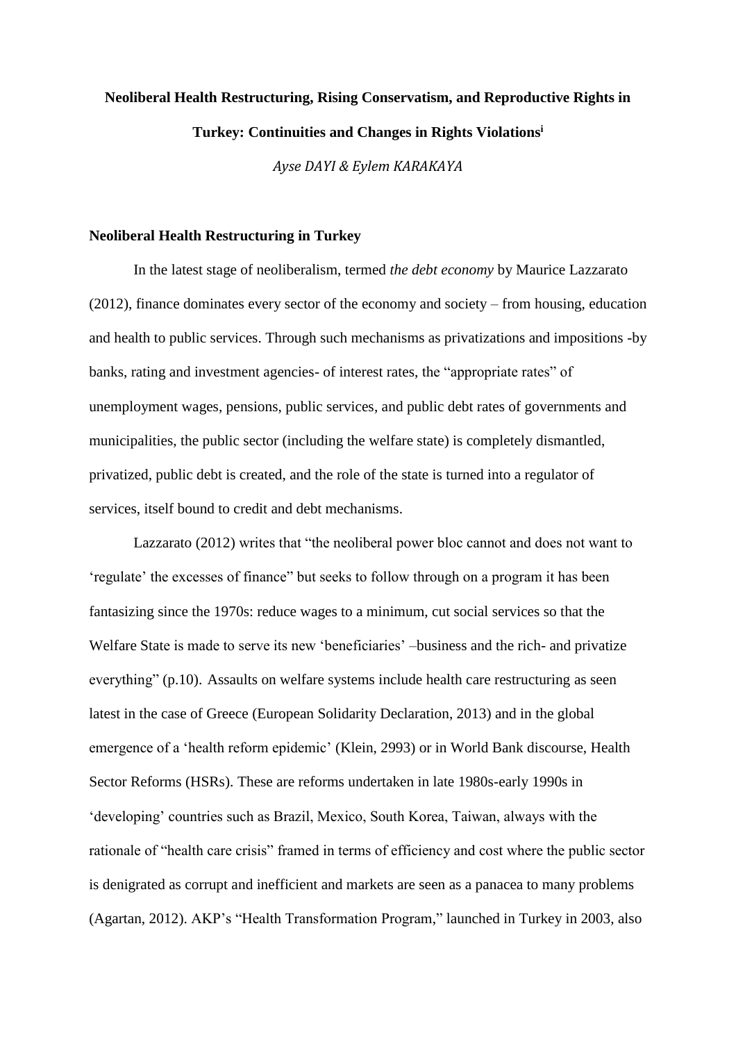# Neoliberal Health Restructuring, Rising Conservatism, and Reproductive Rights in Turkey: Continuities and Changes in Rights Violations[i]

*Ayse DAYI & Eylem KARAKAYA*

## Neoliberal Health Restructuring in Turkey

In the latest stage of neoliberalism, termed *the debt economy* by Maurice Lazzarato (2012), finance dominates every sector of the economy and society – from housing, education and health to public services. Through such mechanisms as privatizations and impositions -by banks, rating and investment agencies- of interest rates, the "appropriate rates" of unemployment wages, pensions, public services, and public debt rates of governments and municipalities, the public sector (including the welfare state) is completely dismantled, privatized, public debt is created, and the role of the state is turned into a regulator of services, itself bound to credit and debt mechanisms.

Lazzarato (2012) writes that "the neoliberal power bloc cannot and does not want to 'regulate' the excesses of finance" but seeks to follow through on a program it has been fantasizing since the 1970s: reduce wages to a minimum, cut social services so that the Welfare State is made to serve its new 'beneficiaries' –business and the rich- and privatize everything" (p.10). Assaults on welfare systems include health care restructuring as seen latest in the case of Greece (European Solidarity Declaration, 2013) and in the global emergence of a 'health reform epidemic' (Klein, 2993) or in World Bank discourse, Health Sector Reforms (HSRs). These are reforms undertaken in late 1980s-early 1990s in 'developing' countries such as Brazil, Mexico, South Korea, Taiwan, always with the rationale of "health care crisis" framed in terms of efficiency and cost where the public sector is denigrated as corrupt and inefficient and markets are seen as a panacea to many problems (Agartan, 2012). AKP's "Health Transformation Program," launched in Turkey in 2003, also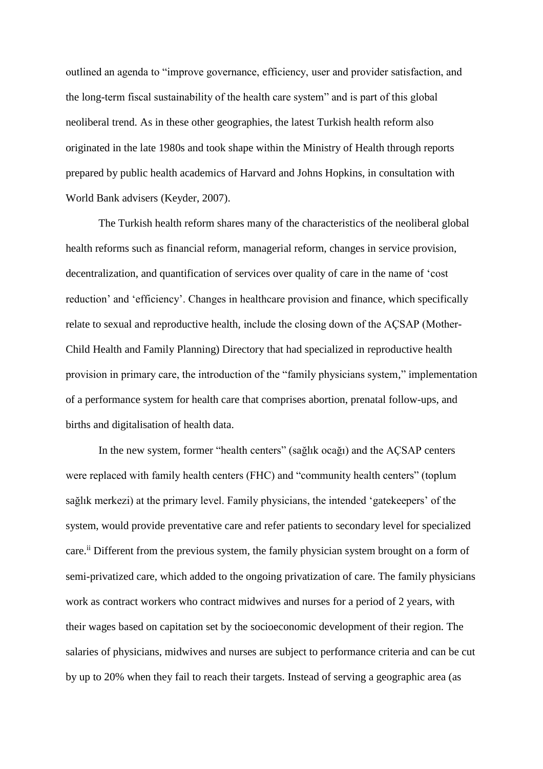outlined an agenda to "improve governance, efficiency, user and provider satisfaction, and the long-term fiscal sustainability of the health care system" and is part of this global neoliberal trend. As in these other geographies, the latest Turkish health reform also originated in the late 1980s and took shape within the Ministry of Health through reports prepared by public health academics of Harvard and Johns Hopkins, in consultation with World Bank advisers (Keyder, 2007).

The Turkish health reform shares many of the characteristics of the neoliberal global health reforms such as financial reform, managerial reform, changes in service provision, decentralization, and quantification of services over quality of care in the name of 'cost reduction' and 'efficiency'. Changes in healthcare provision and finance, which specifically relate to sexual and reproductive health, include the closing down of the AÇSAP (Mother-Child Health and Family Planning) Directory that had specialized in reproductive health provision in primary care, the introduction of the "family physicians system," implementation of a performance system for health care that comprises abortion, prenatal follow-ups, and births and digitalisation of health data.

In the new system, former "health centers" (sağlık ocağı) and the AÇSAP centers were replaced with family health centers (FHC) and "community health centers" (toplum sağlık merkezi) at the primary level. Family physicians, the intended 'gatekeepers' of the system, would provide preventative care and refer patients to secondary level for specialized care.[ii] Different from the previous system, the family physician system brought on a form of semi-privatized care, which added to the ongoing privatization of care. The family physicians work as contract workers who contract midwives and nurses for a period of 2 years, with their wages based on capitation set by the socioeconomic development of their region. The salaries of physicians, midwives and nurses are subject to performance criteria and can be cut by up to 20% when they fail to reach their targets. Instead of serving a geographic area (as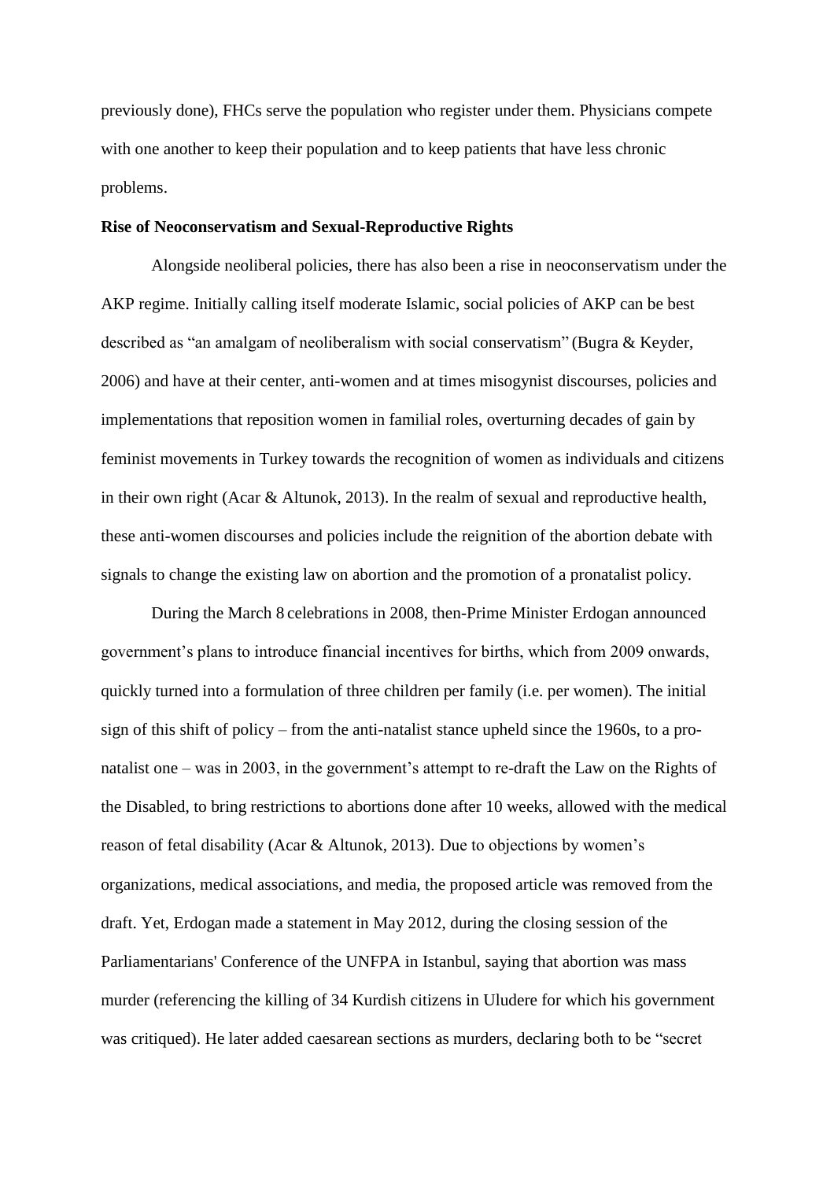previously done), FHCs serve the population who register under them. Physicians compete with one another to keep their population and to keep patients that have less chronic problems.

**Rise of Neoconservatism and Sexual-Reproductive Rights**

Alongside neoliberal policies, there has also been a rise in neoconservatism under the AKP regime. Initially calling itself moderate Islamic, social policies of AKP can be best described as "an amalgam of neoliberalism with social conservatism" (Bugra & Keyder, 2006) and have at their center, anti-women and at times misogynist discourses, policies and implementations that reposition women in familial roles, overturning decades of gain by feminist movements in Turkey towards the recognition of women as individuals and citizens in their own right (Acar & Altunok, 2013). In the realm of sexual and reproductive health, these anti-women discourses and policies include the reignition of the abortion debate with signals to change the existing law on abortion and the promotion of a pronatalist policy.

During the March 8 celebrations in 2008, then-Prime Minister Erdogan announced government's plans to introduce financial incentives for births, which from 2009 onwards, quickly turned into a formulation of three children per family (i.e. per women). The initial sign of this shift of policy – from the anti-natalist stance upheld since the 1960s, to a pro-natalist one – was in 2003, in the government's attempt to re-draft the Law on the Rights of the Disabled, to bring restrictions to abortions done after 10 weeks, allowed with the medical reason of fetal disability (Acar & Altunok, 2013). Due to objections by women's organizations, medical associations, and media, the proposed article was removed from the draft. Yet, Erdogan made a statement in May 2012, during the closing session of the Parliamentarians' Conference of the UNFPA in Istanbul, saying that abortion was mass murder (referencing the killing of 34 Kurdish citizens in Uludere for which his government was critiqued). He later added caesarean sections as murders, declaring both to be "secret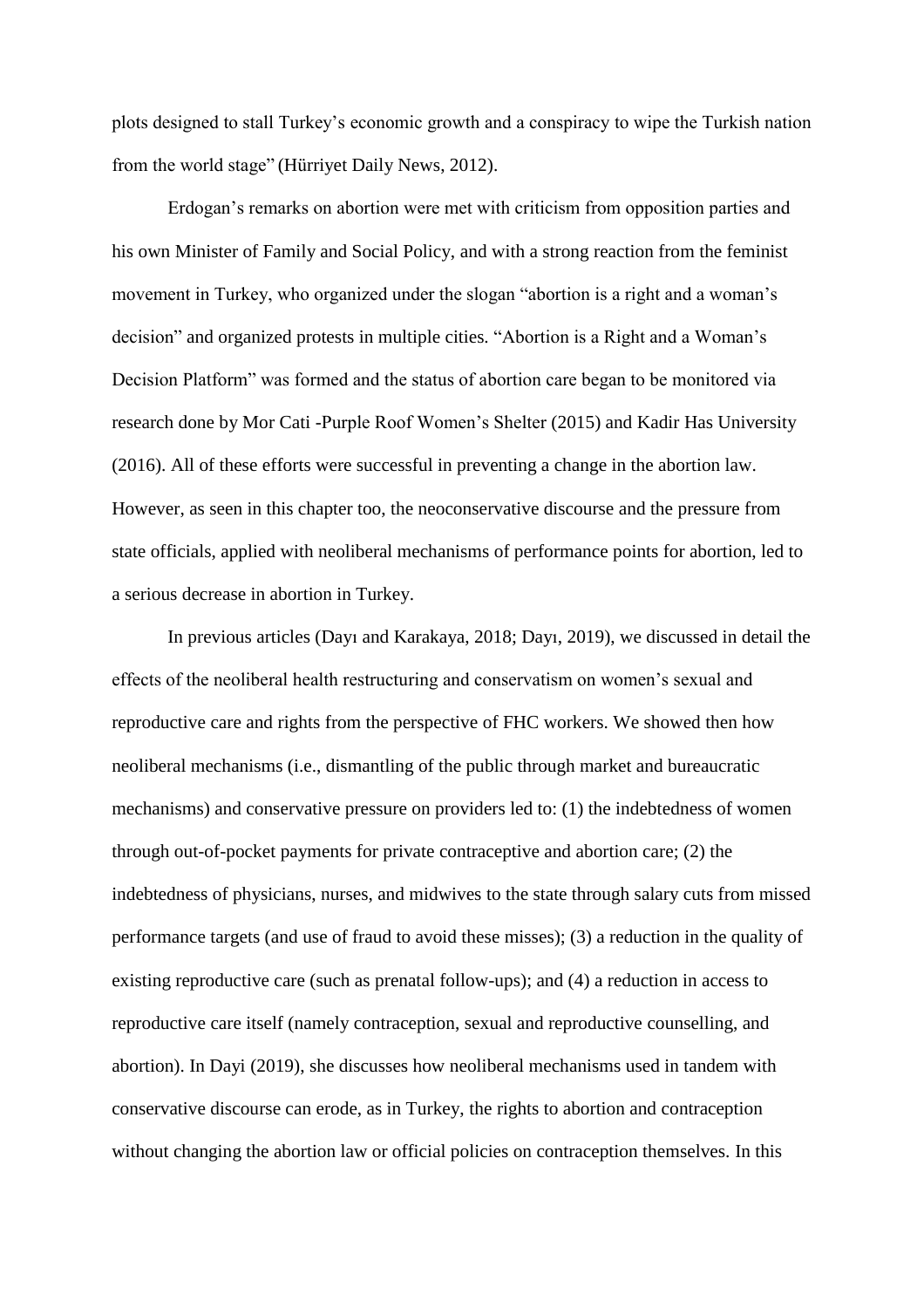plots designed to stall Turkey's economic growth and a conspiracy to wipe the Turkish nation from the world stage" (Hürriyet Daily News, 2012).

Erdogan's remarks on abortion were met with criticism from opposition parties and his own Minister of Family and Social Policy, and with a strong reaction from the feminist movement in Turkey, who organized under the slogan "abortion is a right and a woman's decision" and organized protests in multiple cities. "Abortion is a Right and a Woman's Decision Platform" was formed and the status of abortion care began to be monitored via research done by Mor Cati -Purple Roof Women's Shelter (2015) and Kadir Has University (2016). All of these efforts were successful in preventing a change in the abortion law. However, as seen in this chapter too, the neoconservative discourse and the pressure from state officials, applied with neoliberal mechanisms of performance points for abortion, led to a serious decrease in abortion in Turkey.

In previous articles (Dayı and Karakaya, 2018; Dayı, 2019), we discussed in detail the effects of the neoliberal health restructuring and conservatism on women's sexual and reproductive care and rights from the perspective of FHC workers. We showed then how neoliberal mechanisms (i.e., dismantling of the public through market and bureaucratic mechanisms) and conservative pressure on providers led to: (1) the indebtedness of women through out-of-pocket payments for private contraceptive and abortion care; (2) the indebtedness of physicians, nurses, and midwives to the state through salary cuts from missed performance targets (and use of fraud to avoid these misses); (3) a reduction in the quality of existing reproductive care (such as prenatal follow-ups); and (4) a reduction in access to reproductive care itself (namely contraception, sexual and reproductive counselling, and abortion). In Dayi (2019), she discusses how neoliberal mechanisms used in tandem with conservative discourse can erode, as in Turkey, the rights to abortion and contraception without changing the abortion law or official policies on contraception themselves. In this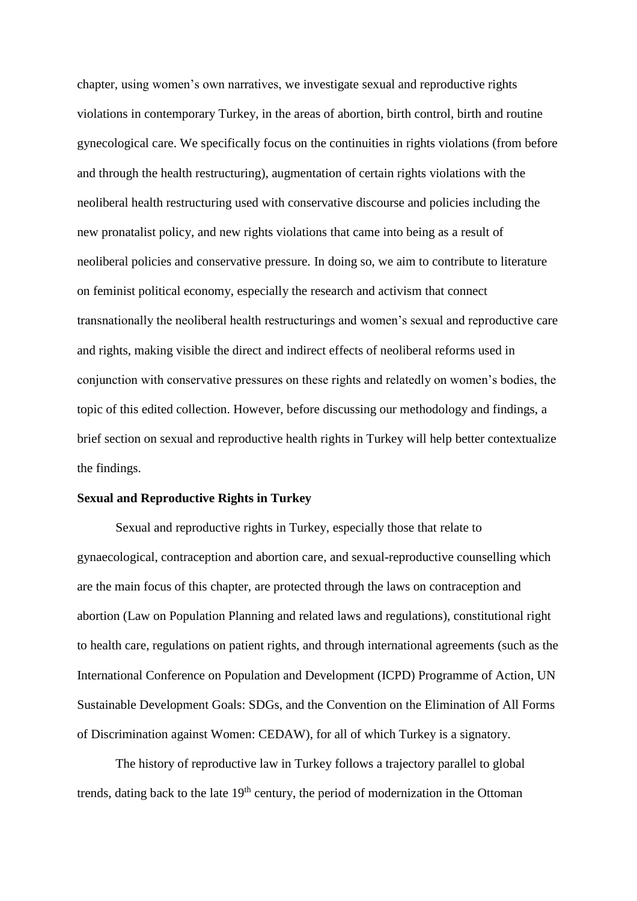chapter, using women's own narratives, we investigate sexual and reproductive rights violations in contemporary Turkey, in the areas of abortion, birth control, birth and routine gynecological care. We specifically focus on the continuities in rights violations (from before and through the health restructuring), augmentation of certain rights violations with the neoliberal health restructuring used with conservative discourse and policies including the new pronatalist policy, and new rights violations that came into being as a result of neoliberal policies and conservative pressure. In doing so, we aim to contribute to literature on feminist political economy, especially the research and activism that connect transnationally the neoliberal health restructurings and women's sexual and reproductive care and rights, making visible the direct and indirect effects of neoliberal reforms used in conjunction with conservative pressures on these rights and relatedly on women's bodies, the topic of this edited collection. However, before discussing our methodology and findings, a brief section on sexual and reproductive health rights in Turkey will help better contextualize the findings.

**Sexual and Reproductive Rights in Turkey**

Sexual and reproductive rights in Turkey, especially those that relate to gynaecological, contraception and abortion care, and sexual-reproductive counselling which are the main focus of this chapter, are protected through the laws on contraception and abortion (Law on Population Planning and related laws and regulations), constitutional right to health care, regulations on patient rights, and through international agreements (such as the International Conference on Population and Development (ICPD) Programme of Action, UN Sustainable Development Goals: SDGs, and the Convention on the Elimination of All Forms of Discrimination against Women: CEDAW), for all of which Turkey is a signatory.

The history of reproductive law in Turkey follows a trajectory parallel to global trends, dating back to the late 19th century, the period of modernization in the Ottoman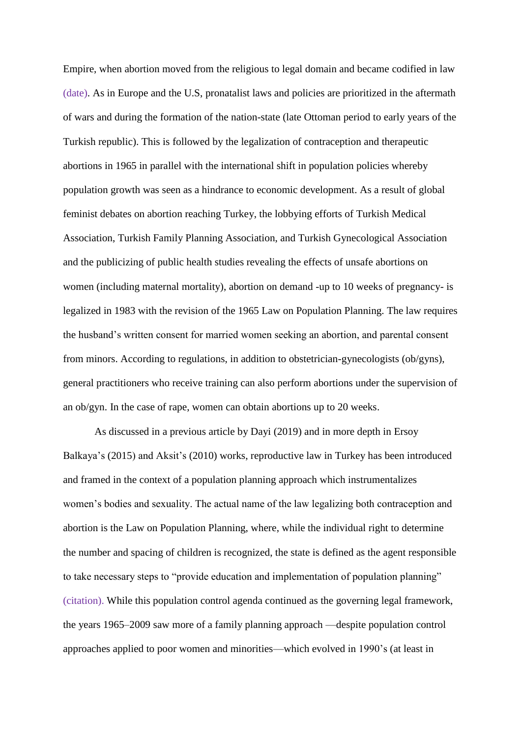Empire, when abortion moved from the religious to legal domain and became codified in law (date). As in Europe and the U.S, pronatalist laws and policies are prioritized in the aftermath of wars and during the formation of the nation-state (late Ottoman period to early years of the Turkish republic). This is followed by the legalization of contraception and therapeutic abortions in 1965 in parallel with the international shift in population policies whereby population growth was seen as a hindrance to economic development. As a result of global feminist debates on abortion reaching Turkey, the lobbying efforts of Turkish Medical Association, Turkish Family Planning Association, and Turkish Gynecological Association and the publicizing of public health studies revealing the effects of unsafe abortions on women (including maternal mortality), abortion on demand -up to 10 weeks of pregnancy- is legalized in 1983 with the revision of the 1965 Law on Population Planning. The law requires the husband's written consent for married women seeking an abortion, and parental consent from minors. According to regulations, in addition to obstetrician-gynecologists (ob/gyns), general practitioners who receive training can also perform abortions under the supervision of an ob/gyn. In the case of rape, women can obtain abortions up to 20 weeks.

As discussed in a previous article by Dayi (2019) and in more depth in Ersoy Balkaya's (2015) and Aksit's (2010) works, reproductive law in Turkey has been introduced and framed in the context of a population planning approach which instrumentalizes women's bodies and sexuality. The actual name of the law legalizing both contraception and abortion is the Law on Population Planning, where, while the individual right to determine the number and spacing of children is recognized, the state is defined as the agent responsible to take necessary steps to "provide education and implementation of population planning" (citation). While this population control agenda continued as the governing legal framework, the years 1965–2009 saw more of a family planning approach —despite population control approaches applied to poor women and minorities—which evolved in 1990's (at least in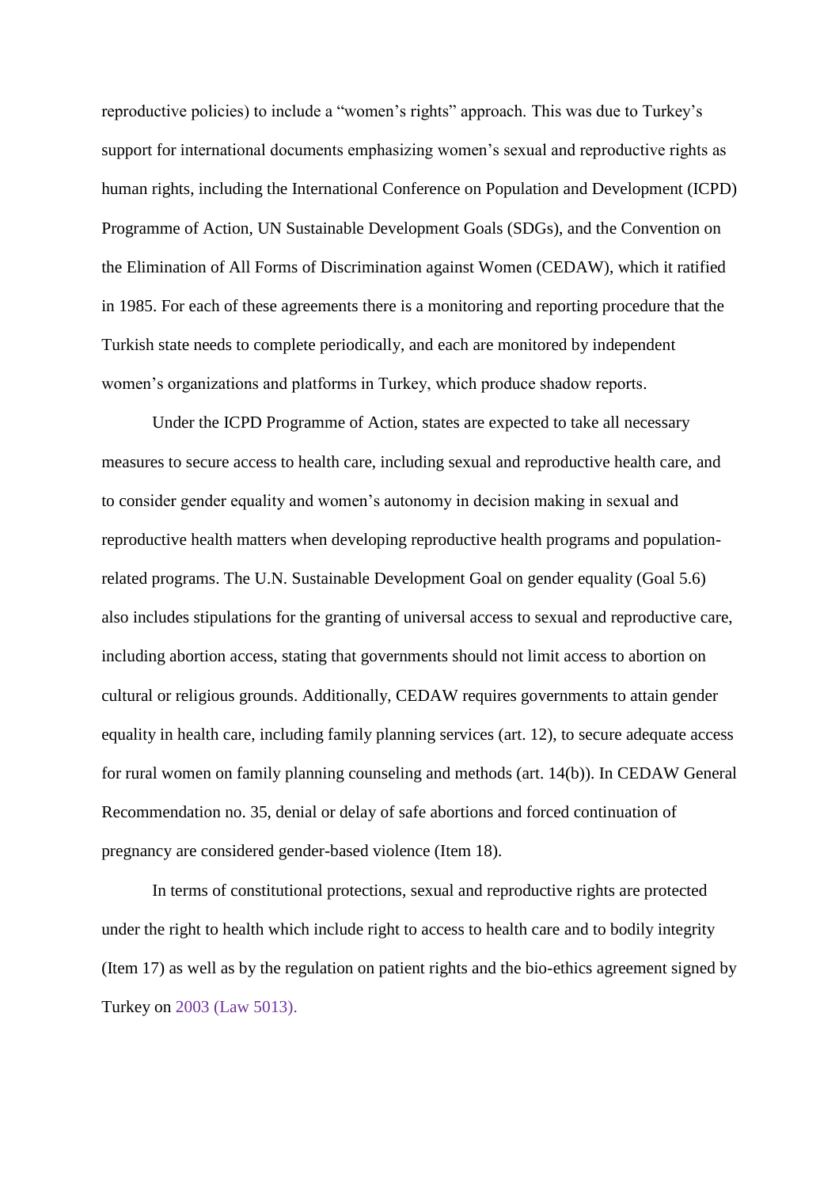reproductive policies) to include a "women's rights" approach. This was due to Turkey's support for international documents emphasizing women's sexual and reproductive rights as human rights, including the International Conference on Population and Development (ICPD) Programme of Action, UN Sustainable Development Goals (SDGs), and the Convention on the Elimination of All Forms of Discrimination against Women (CEDAW), which it ratified in 1985. For each of these agreements there is a monitoring and reporting procedure that the Turkish state needs to complete periodically, and each are monitored by independent women's organizations and platforms in Turkey, which produce shadow reports.

Under the ICPD Programme of Action, states are expected to take all necessary measures to secure access to health care, including sexual and reproductive health care, and to consider gender equality and women's autonomy in decision making in sexual and reproductive health matters when developing reproductive health programs and population-related programs. The U.N. Sustainable Development Goal on gender equality (Goal 5.6) also includes stipulations for the granting of universal access to sexual and reproductive care, including abortion access, stating that governments should not limit access to abortion on cultural or religious grounds. Additionally, CEDAW requires governments to attain gender equality in health care, including family planning services (art. 12), to secure adequate access for rural women on family planning counseling and methods (art. 14(b)). In CEDAW General Recommendation no. 35, denial or delay of safe abortions and forced continuation of pregnancy are considered gender-based violence (Item 18).

In terms of constitutional protections, sexual and reproductive rights are protected under the right to health which include right to access to health care and to bodily integrity (Item 17) as well as by the regulation on patient rights and the bio-ethics agreement signed by Turkey on 2003 (Law 5013).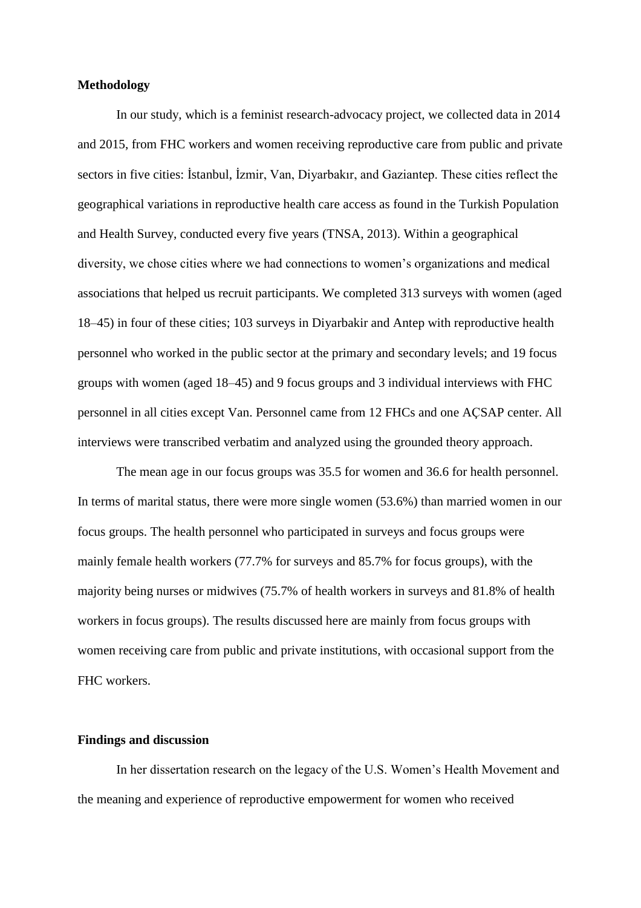**Methodology**

In our study, which is a feminist research-advocacy project, we collected data in 2014 and 2015, from FHC workers and women receiving reproductive care from public and private sectors in five cities: İstanbul, İzmir, Van, Diyarbakır, and Gaziantep. These cities reflect the geographical variations in reproductive health care access as found in the Turkish Population and Health Survey, conducted every five years (TNSA, 2013). Within a geographical diversity, we chose cities where we had connections to women's organizations and medical associations that helped us recruit participants. We completed 313 surveys with women (aged 18–45) in four of these cities; 103 surveys in Diyarbakir and Antep with reproductive health personnel who worked in the public sector at the primary and secondary levels; and 19 focus groups with women (aged 18–45) and 9 focus groups and 3 individual interviews with FHC personnel in all cities except Van. Personnel came from 12 FHCs and one AÇSAP center. All interviews were transcribed verbatim and analyzed using the grounded theory approach.

The mean age in our focus groups was 35.5 for women and 36.6 for health personnel. In terms of marital status, there were more single women (53.6%) than married women in our focus groups. The health personnel who participated in surveys and focus groups were mainly female health workers (77.7% for surveys and 85.7% for focus groups), with the majority being nurses or midwives (75.7% of health workers in surveys and 81.8% of health workers in focus groups). The results discussed here are mainly from focus groups with women receiving care from public and private institutions, with occasional support from the FHC workers.

**Findings and discussion**

In her dissertation research on the legacy of the U.S. Women's Health Movement and the meaning and experience of reproductive empowerment for women who received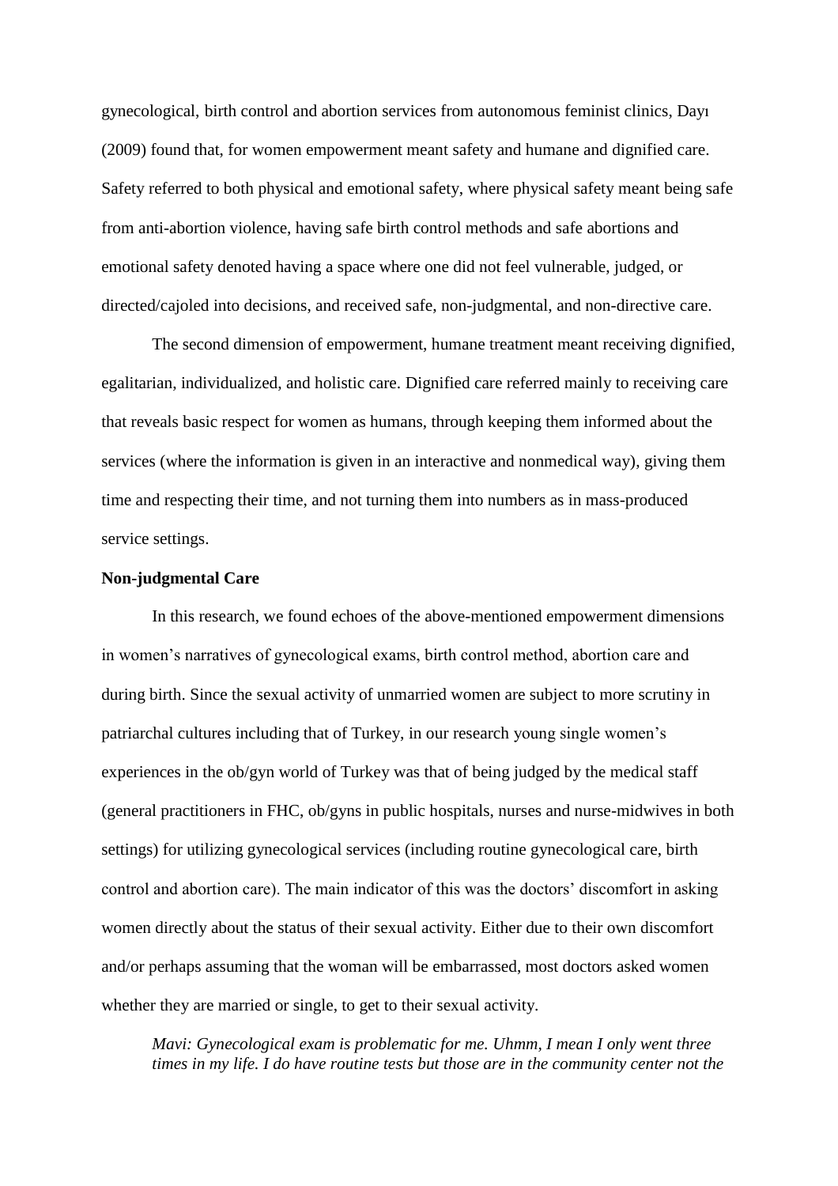gynecological, birth control and abortion services from autonomous feminist clinics, Dayı (2009) found that, for women empowerment meant safety and humane and dignified care. Safety referred to both physical and emotional safety, where physical safety meant being safe from anti-abortion violence, having safe birth control methods and safe abortions and emotional safety denoted having a space where one did not feel vulnerable, judged, or directed/cajoled into decisions, and received safe, non-judgmental, and non-directive care.

The second dimension of empowerment, humane treatment meant receiving dignified, egalitarian, individualized, and holistic care. Dignified care referred mainly to receiving care that reveals basic respect for women as humans, through keeping them informed about the services (where the information is given in an interactive and nonmedical way), giving them time and respecting their time, and not turning them into numbers as in mass-produced service settings.

**Non-judgmental Care**

In this research, we found echoes of the above-mentioned empowerment dimensions in women's narratives of gynecological exams, birth control method, abortion care and during birth. Since the sexual activity of unmarried women are subject to more scrutiny in patriarchal cultures including that of Turkey, in our research young single women's experiences in the ob/gyn world of Turkey was that of being judged by the medical staff (general practitioners in FHC, ob/gyns in public hospitals, nurses and nurse-midwives in both settings) for utilizing gynecological services (including routine gynecological care, birth control and abortion care). The main indicator of this was the doctors' discomfort in asking women directly about the status of their sexual activity. Either due to their own discomfort and/or perhaps assuming that the woman will be embarrassed, most doctors asked women whether they are married or single, to get to their sexual activity.

> *Mavi: Gynecological exam is problematic for me. Uhmm, I mean I only went three times in my life. I do have routine tests but those are in the community center not the*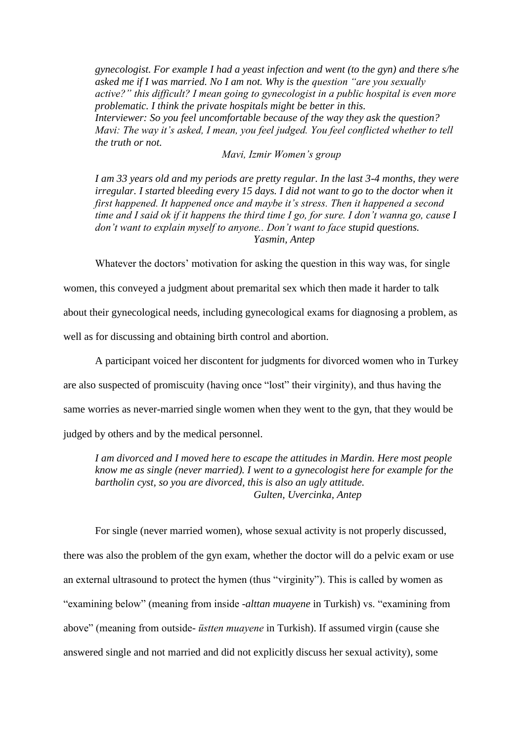*gynecologist. For example I had a yeast infection and went (to the gyn) and there s/he asked me if I was married. No I am not. Why is the question "are you sexually active?" this difficult? I mean going to gynecologist in a public hospital is even more problematic. I think the private hospitals might be better in this.*
*Interviewer: So you feel uncomfortable because of the way they ask the question?*
*Mavi: The way it's asked, I mean, you feel judged. You feel conflicted whether to tell the truth or not.*

*Mavi, Izmir Women's group*

*I am 33 years old and my periods are pretty regular. In the last 3-4 months, they were irregular. I started bleeding every 15 days. I did not want to go to the doctor when it first happened. It happened once and maybe it's stress. Then it happened a second time and I said ok if it happens the third time I go, for sure. I don't wanna go, cause I don't want to explain myself to anyone.. Don't want to face* stupid questions.

*Yasmin, Antep*

Whatever the doctors' motivation for asking the question in this way was, for single women, this conveyed a judgment about premarital sex which then made it harder to talk about their gynecological needs, including gynecological exams for diagnosing a problem, as well as for discussing and obtaining birth control and abortion.

A participant voiced her discontent for judgments for divorced women who in Turkey are also suspected of promiscuity (having once "lost" their virginity), and thus having the same worries as never-married single women when they went to the gyn, that they would be judged by others and by the medical personnel.

*I am divorced and I moved here to escape the attitudes in Mardin. Here most people know me as single (never married). I went to a gynecologist here for example for the bartholin cyst, so you are divorced, this is also an ugly attitude.*

*Gulten, Uvercinka, Antep*

For single (never married women), whose sexual activity is not properly discussed, there was also the problem of the gyn exam, whether the doctor will do a pelvic exam or use an external ultrasound to protect the hymen (thus "virginity"). This is called by women as "examining below" (meaning from inside -*alttan muayene* in Turkish) vs. "examining from above" (meaning from outside- *üstten muayene* in Turkish). If assumed virgin (cause she answered single and not married and did not explicitly discuss her sexual activity), some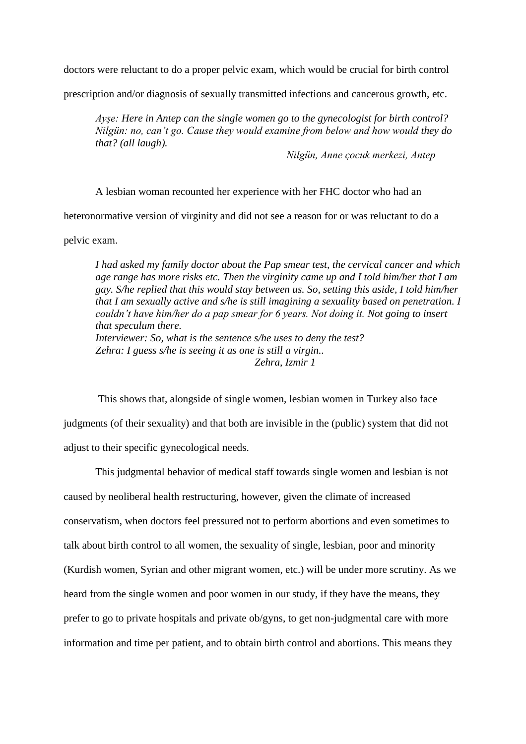doctors were reluctant to do a proper pelvic exam, which would be crucial for birth control prescription and/or diagnosis of sexually transmitted infections and cancerous growth, etc.

> *Ayşe: Here in Antep can the single women go to the gynecologist for birth control?*
> *Nilgün: no, can't go. Cause they would examine from below and how would they do that? (all laugh).*
>
> *Nilgün, Anne çocuk merkezi, Antep*

A lesbian woman recounted her experience with her FHC doctor who had an heteronormative version of virginity and did not see a reason for or was reluctant to do a pelvic exam.

> *I had asked my family doctor about the Pap smear test, the cervical cancer and which age range has more risks etc. Then the virginity came up and I told him/her that I am gay. S/he replied that this would stay between us. So, setting this aside, I told him/her that I am sexually active and s/he is still imagining a sexuality based on penetration. I couldn't have him/her do a pap smear for 6 years. Not doing it. Not going to insert that speculum there.*
> *Interviewer: So, what is the sentence s/he uses to deny the test?*
> *Zehra: I guess s/he is seeing it as one is still a virgin..*
>
> *Zehra, Izmir 1*

This shows that, alongside of single women, lesbian women in Turkey also face judgments (of their sexuality) and that both are invisible in the (public) system that did not adjust to their specific gynecological needs.

This judgmental behavior of medical staff towards single women and lesbian is not caused by neoliberal health restructuring, however, given the climate of increased conservatism, when doctors feel pressured not to perform abortions and even sometimes to talk about birth control to all women, the sexuality of single, lesbian, poor and minority (Kurdish women, Syrian and other migrant women, etc.) will be under more scrutiny. As we heard from the single women and poor women in our study, if they have the means, they prefer to go to private hospitals and private ob/gyns, to get non-judgmental care with more information and time per patient, and to obtain birth control and abortions. This means they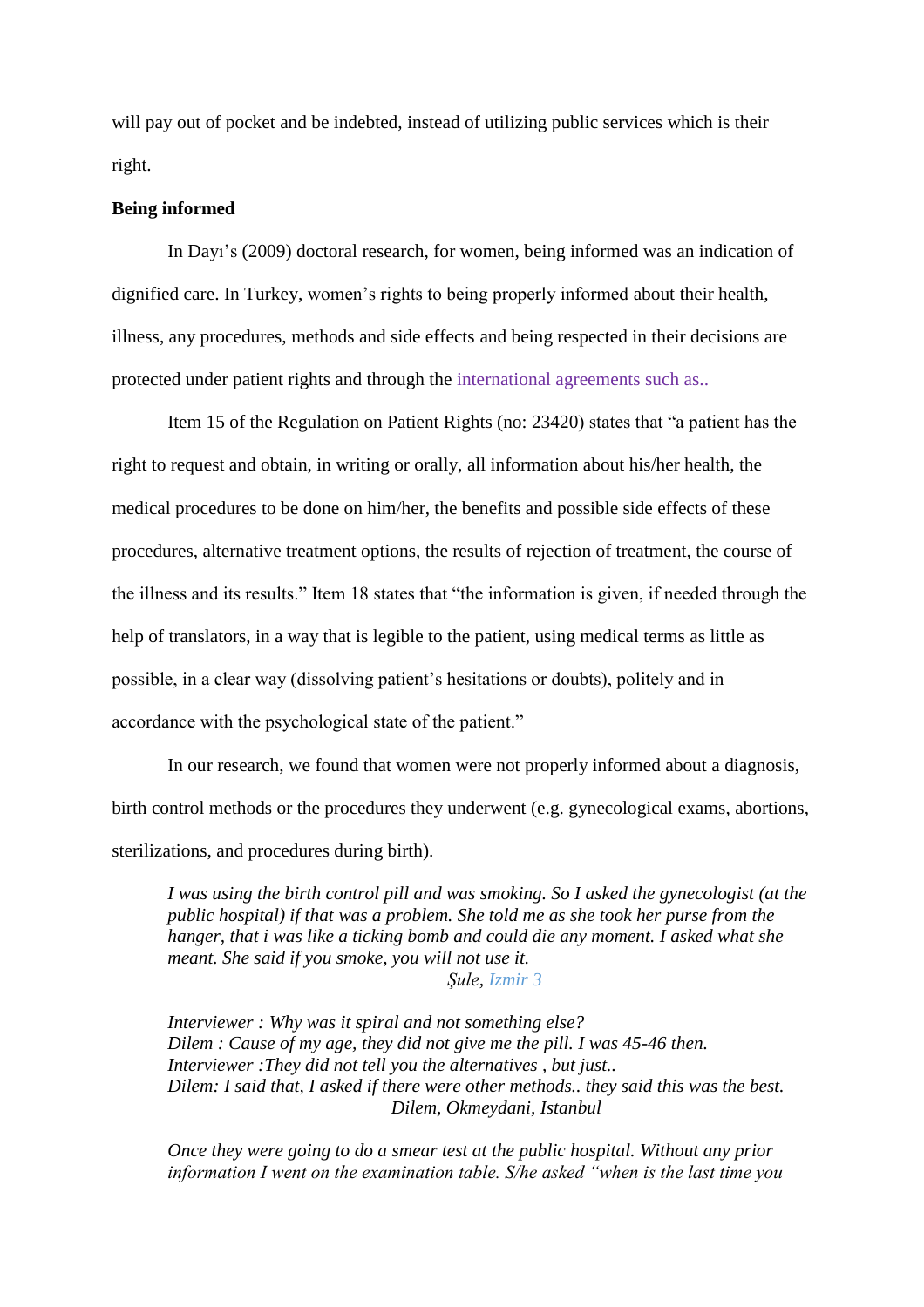will pay out of pocket and be indebted, instead of utilizing public services which is their right.

**Being informed**

In Dayı's (2009) doctoral research, for women, being informed was an indication of dignified care. In Turkey, women's rights to being properly informed about their health, illness, any procedures, methods and side effects and being respected in their decisions are protected under patient rights and through the international agreements such as..

Item 15 of the Regulation on Patient Rights (no: 23420) states that "a patient has the right to request and obtain, in writing or orally, all information about his/her health, the medical procedures to be done on him/her, the benefits and possible side effects of these procedures, alternative treatment options, the results of rejection of treatment, the course of the illness and its results." Item 18 states that "the information is given, if needed through the help of translators, in a way that is legible to the patient, using medical terms as little as possible, in a clear way (dissolving patient's hesitations or doubts), politely and in accordance with the psychological state of the patient."

In our research, we found that women were not properly informed about a diagnosis, birth control methods or the procedures they underwent (e.g. gynecological exams, abortions, sterilizations, and procedures during birth).

> *I was using the birth control pill and was smoking. So I asked the gynecologist (at the public hospital) if that was a problem. She told me as she took her purse from the hanger, that i was like a ticking bomb and could die any moment. I asked what she meant. She said if you smoke, you will not use it.*
>
> *Şule, Izmir 3*

> *Interviewer : Why was it spiral and not something else?*
> *Dilem : Cause of my age, they did not give me the pill. I was 45-46 then.*
> *Interviewer :They did not tell you the alternatives , but just..*
> *Dilem: I said that, I asked if there were other methods.. they said this was the best.*
>
> *Dilem, Okmeydani, Istanbul*

> *Once they were going to do a smear test at the public hospital. Without any prior information I went on the examination table. S/he asked "when is the last time you*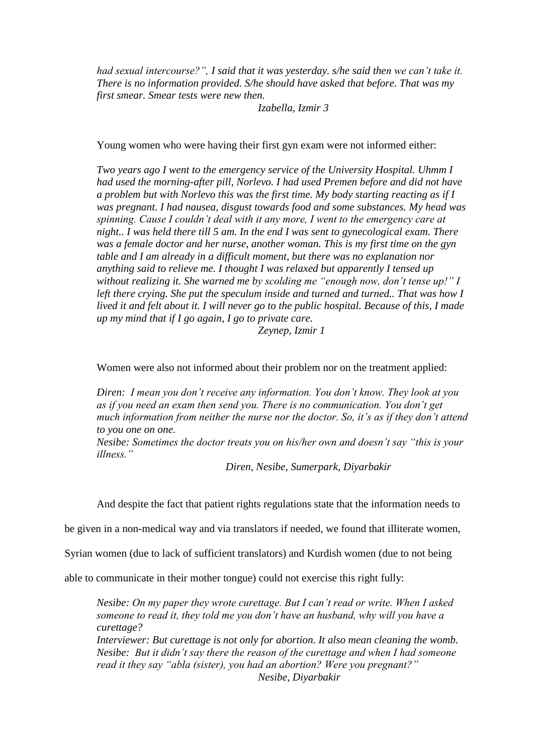> *had sexual intercourse?", I said that it was yesterday. s/he said then we can't take it. There is no information provided. S/he should have asked that before. That was my first smear. Smear tests were new then.*
>
> *Izabella, Izmir 3*

Young women who were having their first gyn exam were not informed either:

> *Two years ago I went to the emergency service of the University Hospital. Uhmm I had used the morning-after pill, Norlevo. I had used Premen before and did not have a problem but with Norlevo this was the first time. My body starting reacting as if I was pregnant. I had nausea, disgust towards food and some substances. My head was spinning. Cause I couldn't deal with it any more, I went to the emergency care at night.. I was held there till 5 am. In the end I was sent to gynecological exam. There was a female doctor and her nurse, another woman. This is my first time on the gyn table and I am already in a difficult moment, but there was no explanation nor anything said to relieve me. I thought I was relaxed but apparently I tensed up without realizing it. She warned me by scolding me "enough now, don't tense up!" I left there crying. She put the speculum inside and turned and turned.. That was how I lived it and felt about it. I will never go to the public hospital. Because of this, I made up my mind that if I go again, I go to private care.*
>
> *Zeynep, Izmir 1*

Women were also not informed about their problem nor on the treatment applied:

> *Diren: I mean you don't receive any information. You don't know. They look at you as if you need an exam then send you. There is no communication. You don't get much information from neither the nurse nor the doctor. So, it's as if they don't attend to you one on one.*
>
> *Nesibe: Sometimes the doctor treats you on his/her own and doesn't say "this is your illness."*
>
> *Diren, Nesibe, Sumerpark, Diyarbakir*

And despite the fact that patient rights regulations state that the information needs to be given in a non-medical way and via translators if needed, we found that illiterate women, Syrian women (due to lack of sufficient translators) and Kurdish women (due to not being able to communicate in their mother tongue) could not exercise this right fully:

> *Nesibe: On my paper they wrote curettage. But I can't read or write. When I asked someone to read it, they told me you don't have an husband, why will you have a curettage?*
>
> *Interviewer: But curettage is not only for abortion. It also mean cleaning the womb.*
>
> *Nesibe: But it didn't say there the reason of the curettage and when I had someone read it they say "abla (sister), you had an abortion? Were you pregnant?"*
>
> *Nesibe, Diyarbakir*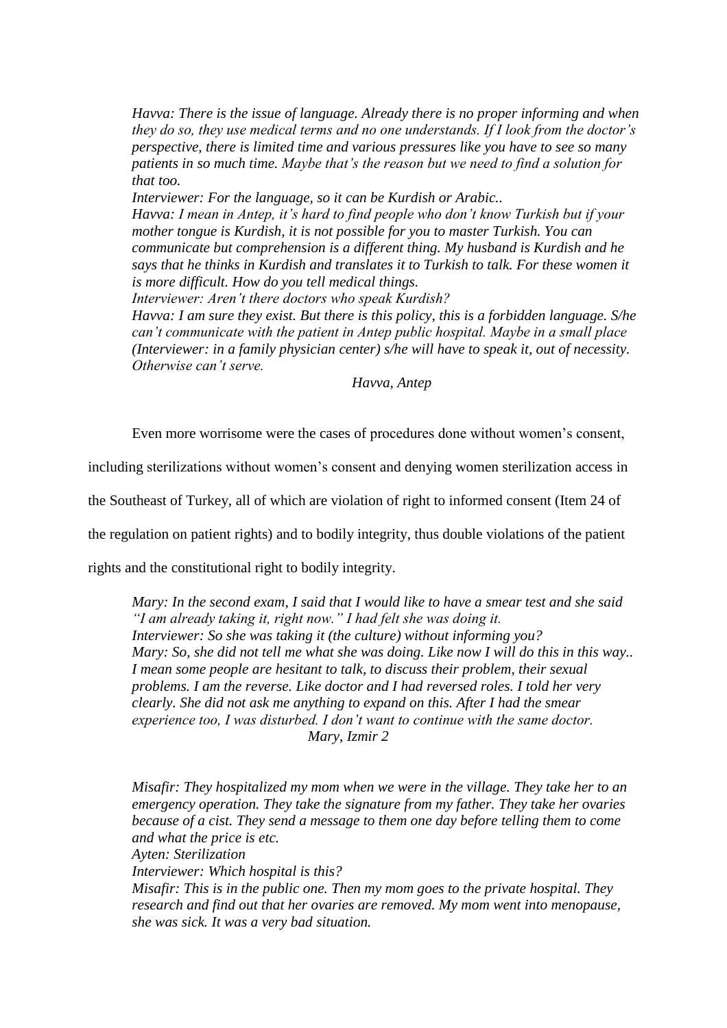*Havva: There is the issue of language. Already there is no proper informing and when they do so, they use medical terms and no one understands. If I look from the doctor's perspective, there is limited time and various pressures like you have to see so many patients in so much time. Maybe that's the reason but we need to find a solution for that too.*
*Interviewer: For the language, so it can be Kurdish or Arabic..*
*Havva: I mean in Antep, it's hard to find people who don't know Turkish but if your mother tongue is Kurdish, it is not possible for you to master Turkish. You can communicate but comprehension is a different thing. My husband is Kurdish and he says that he thinks in Kurdish and translates it to Turkish to talk. For these women it is more difficult. How do you tell medical things.*
*Interviewer: Aren't there doctors who speak Kurdish?*
*Havva: I am sure they exist. But there is this policy, this is a forbidden language. S/he can't communicate with the patient in Antep public hospital. Maybe in a small place (Interviewer: in a family physician center) s/he will have to speak it, out of necessity. Otherwise can't serve.*

*Havva, Antep*

Even more worrisome were the cases of procedures done without women's consent, including sterilizations without women's consent and denying women sterilization access in the Southeast of Turkey, all of which are violation of right to informed consent (Item 24 of the regulation on patient rights) and to bodily integrity, thus double violations of the patient rights and the constitutional right to bodily integrity.

*Mary: In the second exam, I said that I would like to have a smear test and she said "I am already taking it, right now." I had felt she was doing it.*
*Interviewer: So she was taking it (the culture) without informing you?*
*Mary: So, she did not tell me what she was doing. Like now I will do this in this way.. I mean some people are hesitant to talk, to discuss their problem, their sexual problems. I am the reverse. Like doctor and I had reversed roles. I told her very clearly. She did not ask me anything to expand on this. After I had the smear experience too, I was disturbed. I don't want to continue with the same doctor.*

*Mary, Izmir 2*

*Misafir: They hospitalized my mom when we were in the village. They take her to an emergency operation. They take the signature from my father. They take her ovaries because of a cist. They send a message to them one day before telling them to come and what the price is etc.*
*Ayten: Sterilization*
*Interviewer: Which hospital is this?*
*Misafir: This is in the public one. Then my mom goes to the private hospital. They research and find out that her ovaries are removed. My mom went into menopause, she was sick. It was a very bad situation.*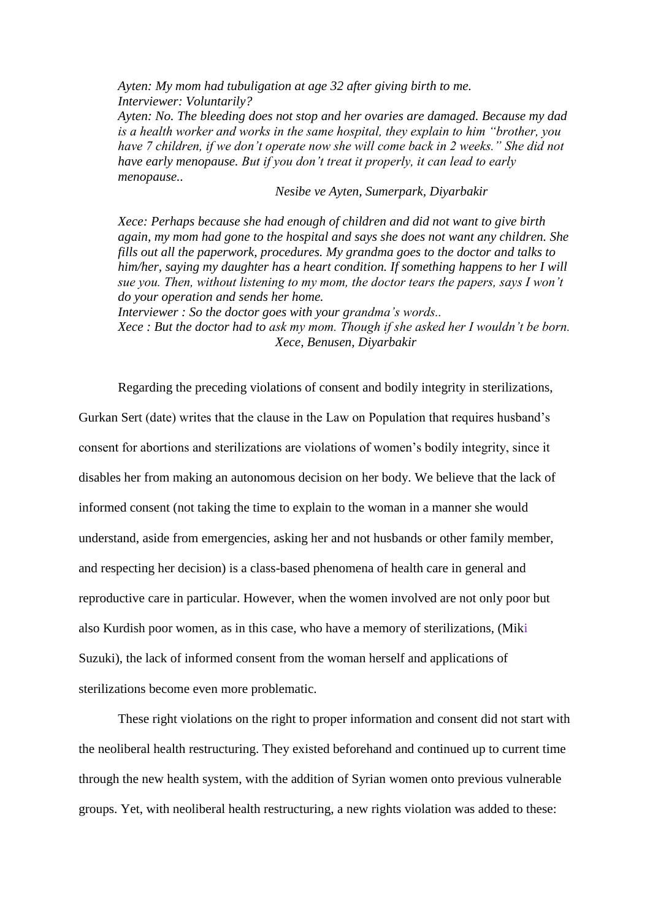> *Ayten: My mom had tubuligation at age 32 after giving birth to me.*
> *Interviewer: Voluntarily?*
> *Ayten: No. The bleeding does not stop and her ovaries are damaged. Because my dad is a health worker and works in the same hospital, they explain to him "brother, you have 7 children, if we don't operate now she will come back in 2 weeks." She did not have early menopause. But if you don't treat it properly, it can lead to early menopause..*
>
> *Nesibe ve Ayten, Sumerpark, Diyarbakir*

> *Xece: Perhaps because she had enough of children and did not want to give birth again, my mom had gone to the hospital and says she does not want any children. She fills out all the paperwork, procedures. My grandma goes to the doctor and talks to him/her, saying my daughter has a heart condition. If something happens to her I will sue you. Then, without listening to my mom, the doctor tears the papers, says I won't do your operation and sends her home.*
> *Interviewer : So the doctor goes with your grandma's words..*
> *Xece : But the doctor had to ask my mom. Though if she asked her I wouldn't be born.*
>
> *Xece, Benusen, Diyarbakir*

Regarding the preceding violations of consent and bodily integrity in sterilizations, Gurkan Sert (date) writes that the clause in the Law on Population that requires husband's consent for abortions and sterilizations are violations of women's bodily integrity, since it disables her from making an autonomous decision on her body. We believe that the lack of informed consent (not taking the time to explain to the woman in a manner she would understand, aside from emergencies, asking her and not husbands or other family member, and respecting her decision) is a class-based phenomena of health care in general and reproductive care in particular. However, when the women involved are not only poor but also Kurdish poor women, as in this case, who have a memory of sterilizations, (Miki Suzuki), the lack of informed consent from the woman herself and applications of sterilizations become even more problematic.

These right violations on the right to proper information and consent did not start with the neoliberal health restructuring. They existed beforehand and continued up to current time through the new health system, with the addition of Syrian women onto previous vulnerable groups. Yet, with neoliberal health restructuring, a new rights violation was added to these: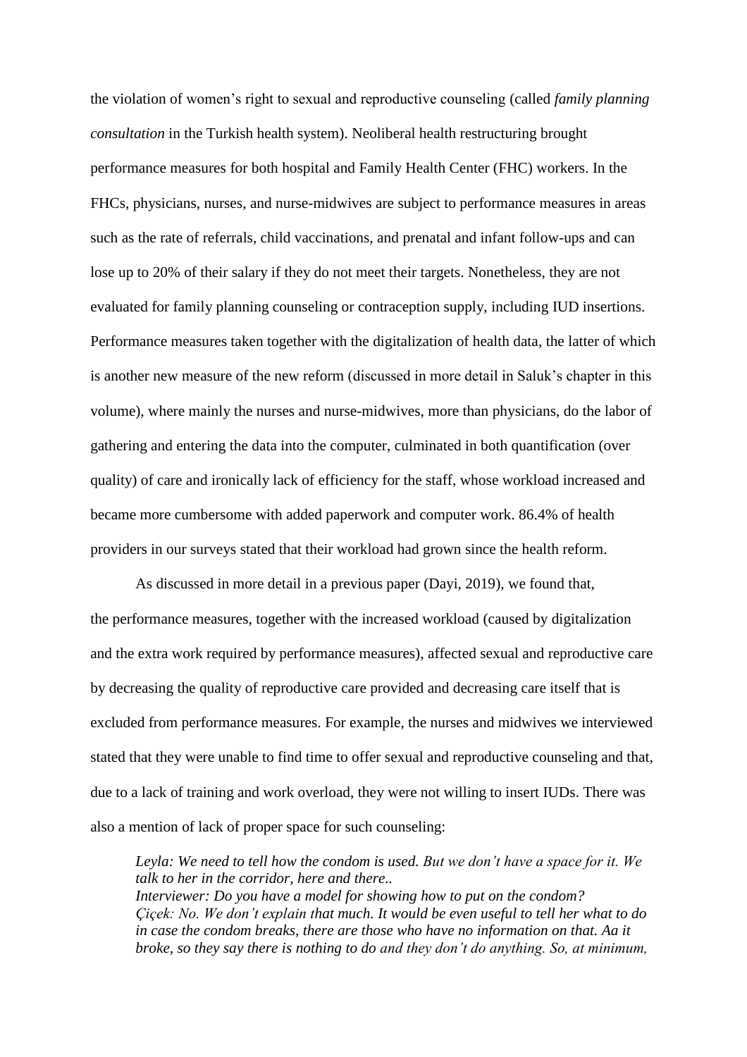the violation of women's right to sexual and reproductive counseling (called *family planning consultation* in the Turkish health system). Neoliberal health restructuring brought performance measures for both hospital and Family Health Center (FHC) workers. In the FHCs, physicians, nurses, and nurse-midwives are subject to performance measures in areas such as the rate of referrals, child vaccinations, and prenatal and infant follow-ups and can lose up to 20% of their salary if they do not meet their targets. Nonetheless, they are not evaluated for family planning counseling or contraception supply, including IUD insertions. Performance measures taken together with the digitalization of health data, the latter of which is another new measure of the new reform (discussed in more detail in Saluk's chapter in this volume), where mainly the nurses and nurse-midwives, more than physicians, do the labor of gathering and entering the data into the computer, culminated in both quantification (over quality) of care and ironically lack of efficiency for the staff, whose workload increased and became more cumbersome with added paperwork and computer work. 86.4% of health providers in our surveys stated that their workload had grown since the health reform.

As discussed in more detail in a previous paper (Dayi, 2019), we found that, the performance measures, together with the increased workload (caused by digitalization and the extra work required by performance measures), affected sexual and reproductive care by decreasing the quality of reproductive care provided and decreasing care itself that is excluded from performance measures. For example, the nurses and midwives we interviewed stated that they were unable to find time to offer sexual and reproductive counseling and that, due to a lack of training and work overload, they were not willing to insert IUDs. There was also a mention of lack of proper space for such counseling:

> *Leyla: We need to tell how the condom is used. But we don't have a space for it. We talk to her in the corridor, here and there..*
> *Interviewer: Do you have a model for showing how to put on the condom?*
> *Çiçek: No. We don't explain that much. It would be even useful to tell her what to do in case the condom breaks, there are those who have no information on that. Aa it broke, so they say there is nothing to do and they don't do anything. So, at minimum,*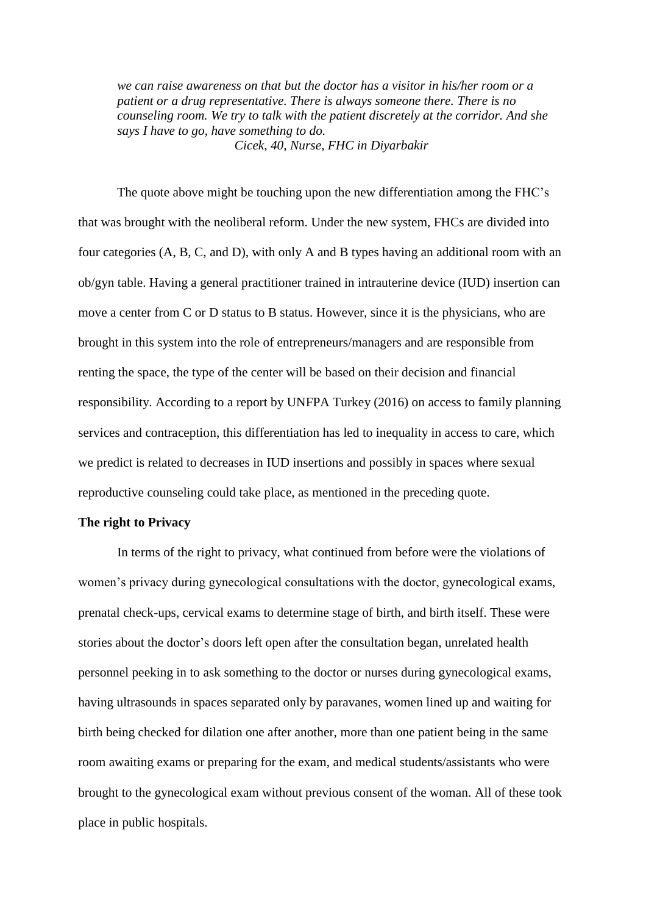*we can raise awareness on that but the doctor has a visitor in his/her room or a patient or a drug representative. There is always someone there. There is no counseling room. We try to talk with the patient discretely at the corridor. And she says I have to go, have something to do.*

*Cicek, 40, Nurse, FHC in Diyarbakir*

The quote above might be touching upon the new differentiation among the FHC's that was brought with the neoliberal reform. Under the new system, FHCs are divided into four categories (A, B, C, and D), with only A and B types having an additional room with an ob/gyn table. Having a general practitioner trained in intrauterine device (IUD) insertion can move a center from C or D status to B status. However, since it is the physicians, who are brought in this system into the role of entrepreneurs/managers and are responsible from renting the space, the type of the center will be based on their decision and financial responsibility. According to a report by UNFPA Turkey (2016) on access to family planning services and contraception, this differentiation has led to inequality in access to care, which we predict is related to decreases in IUD insertions and possibly in spaces where sexual reproductive counseling could take place, as mentioned in the preceding quote.

**The right to Privacy**

In terms of the right to privacy, what continued from before were the violations of women's privacy during gynecological consultations with the doctor, gynecological exams, prenatal check-ups, cervical exams to determine stage of birth, and birth itself. These were stories about the doctor's doors left open after the consultation began, unrelated health personnel peeking in to ask something to the doctor or nurses during gynecological exams, having ultrasounds in spaces separated only by paravanes, women lined up and waiting for birth being checked for dilation one after another, more than one patient being in the same room awaiting exams or preparing for the exam, and medical students/assistants who were brought to the gynecological exam without previous consent of the woman. All of these took place in public hospitals.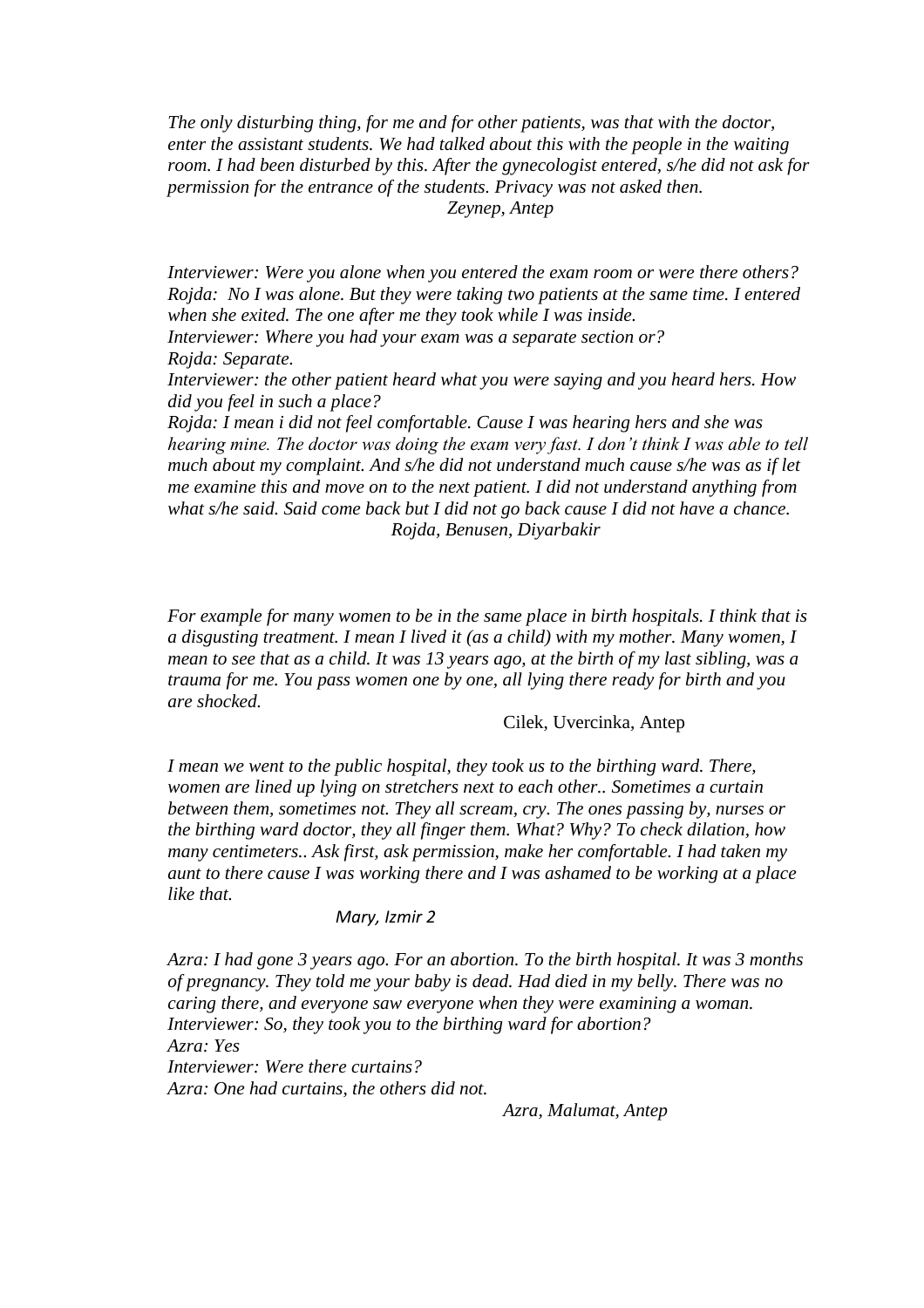*The only disturbing thing, for me and for other patients, was that with the doctor, enter the assistant students. We had talked about this with the people in the waiting room. I had been disturbed by this. After the gynecologist entered, s/he did not ask for permission for the entrance of the students. Privacy was not asked then.*

*Zeynep, Antep*

*Interviewer: Were you alone when you entered the exam room or were there others?*
*Rojda: No I was alone. But they were taking two patients at the same time. I entered when she exited. The one after me they took while I was inside.*
*Interviewer: Where you had your exam was a separate section or?*
*Rojda: Separate.*
*Interviewer: the other patient heard what you were saying and you heard hers. How did you feel in such a place?*
*Rojda: I mean i did not feel comfortable. Cause I was hearing hers and she was hearing mine. The doctor was doing the exam very fast. I don't think I was able to tell much about my complaint. And s/he did not understand much cause s/he was as if let me examine this and move on to the next patient. I did not understand anything from what s/he said. Said come back but I did not go back cause I did not have a chance.*

*Rojda, Benusen, Diyarbakir*

*For example for many women to be in the same place in birth hospitals. I think that is a disgusting treatment. I mean I lived it (as a child) with my mother. Many women, I mean to see that as a child. It was 13 years ago, at the birth of my last sibling, was a trauma for me. You pass women one by one, all lying there ready for birth and you are shocked.*

Cilek, Uvercinka, Antep

*I mean we went to the public hospital, they took us to the birthing ward. There, women are lined up lying on stretchers next to each other.. Sometimes a curtain between them, sometimes not. They all scream, cry. The ones passing by, nurses or the birthing ward doctor, they all finger them. What? Why? To check dilation, how many centimeters.. Ask first, ask permission, make her comfortable. I had taken my aunt to there cause I was working there and I was ashamed to be working at a place like that.*

*Mary, Izmir 2*

*Azra: I had gone 3 years ago. For an abortion. To the birth hospital. It was 3 months of pregnancy. They told me your baby is dead. Had died in my belly. There was no caring there, and everyone saw everyone when they were examining a woman.*
*Interviewer: So, they took you to the birthing ward for abortion?*
*Azra: Yes*
*Interviewer: Were there curtains?*
*Azra: One had curtains, the others did not.*

*Azra, Malumat, Antep*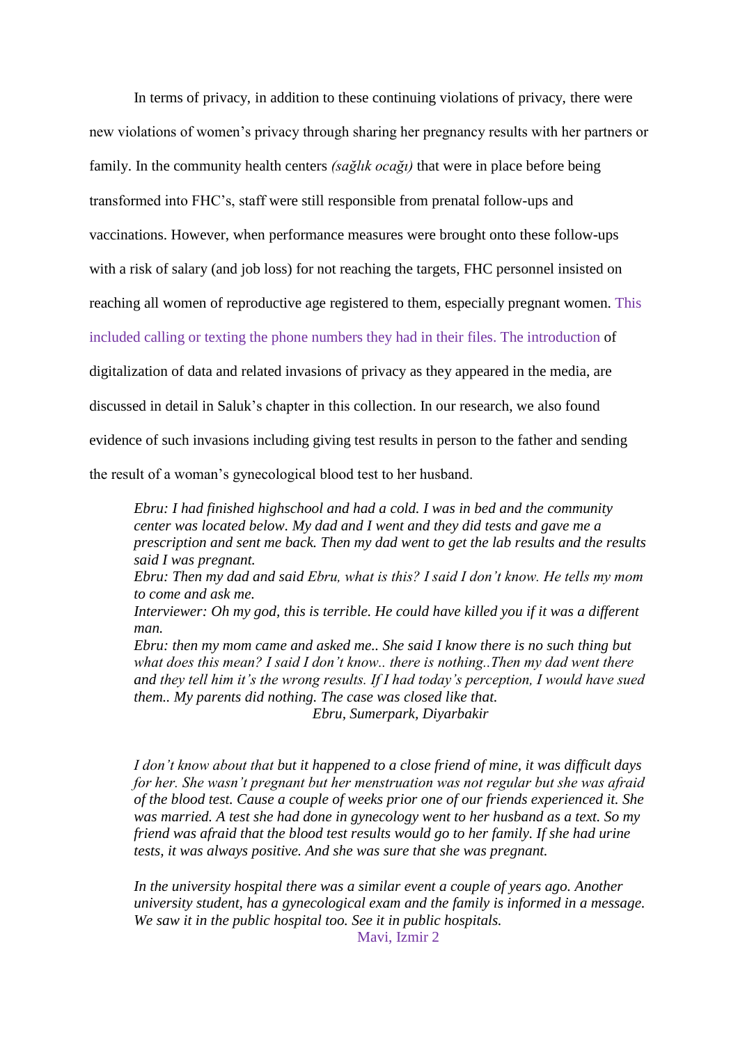In terms of privacy, in addition to these continuing violations of privacy, there were new violations of women's privacy through sharing her pregnancy results with her partners or family. In the community health centers *(sağlık ocağı)* that were in place before being transformed into FHC's, staff were still responsible from prenatal follow-ups and vaccinations. However, when performance measures were brought onto these follow-ups with a risk of salary (and job loss) for not reaching the targets, FHC personnel insisted on reaching all women of reproductive age registered to them, especially pregnant women. This included calling or texting the phone numbers they had in their files. The introduction of digitalization of data and related invasions of privacy as they appeared in the media, are discussed in detail in Saluk's chapter in this collection. In our research, we also found evidence of such invasions including giving test results in person to the father and sending the result of a woman's gynecological blood test to her husband.

> *Ebru: I had finished highschool and had a cold. I was in bed and the community center was located below. My dad and I went and they did tests and gave me a prescription and sent me back. Then my dad went to get the lab results and the results said I was pregnant.*
> *Ebru: Then my dad and said Ebru, what is this? I said I don't know. He tells my mom to come and ask me.*
> *Interviewer: Oh my god, this is terrible. He could have killed you if it was a different man.*
> *Ebru: then my mom came and asked me.. She said I know there is no such thing but what does this mean? I said I don't know.. there is nothing..Then my dad went there and they tell him it's the wrong results. If I had today's perception, I would have sued them.. My parents did nothing. The case was closed like that.*
>
> *Ebru, Sumerpark, Diyarbakir*

> *I don't know about that but it happened to a close friend of mine, it was difficult days for her. She wasn't pregnant but her menstruation was not regular but she was afraid of the blood test. Cause a couple of weeks prior one of our friends experienced it. She was married. A test she had done in gynecology went to her husband as a text. So my friend was afraid that the blood test results would go to her family. If she had urine tests, it was always positive. And she was sure that she was pregnant.*
>
> *In the university hospital there was a similar event a couple of years ago. Another university student, has a gynecological exam and the family is informed in a message. We saw it in the public hospital too. See it in public hospitals.*
>
> Mavi, Izmir 2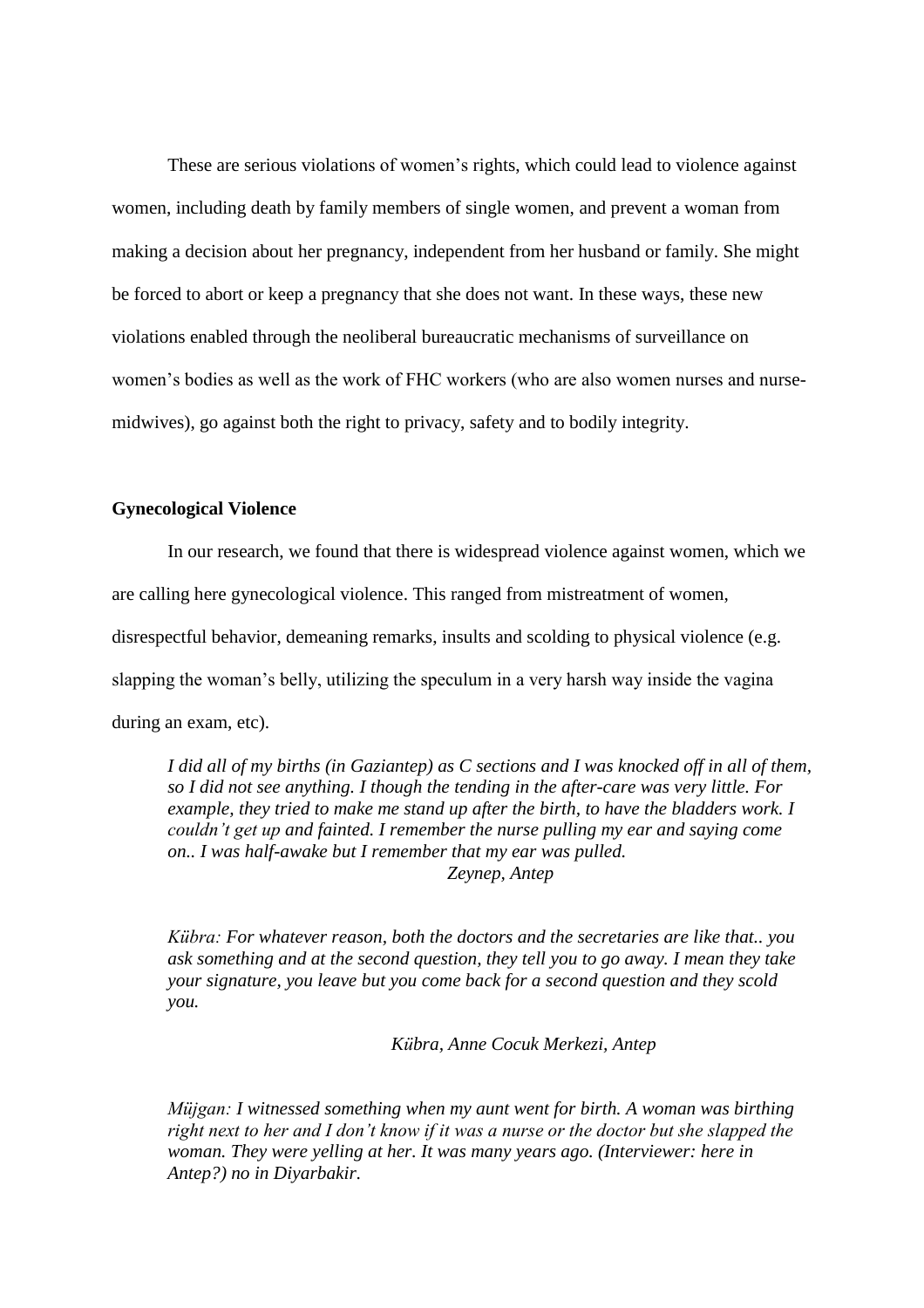These are serious violations of women's rights, which could lead to violence against women, including death by family members of single women, and prevent a woman from making a decision about her pregnancy, independent from her husband or family. She might be forced to abort or keep a pregnancy that she does not want. In these ways, these new violations enabled through the neoliberal bureaucratic mechanisms of surveillance on women's bodies as well as the work of FHC workers (who are also women nurses and nurse-midwives), go against both the right to privacy, safety and to bodily integrity.

**Gynecological Violence**

In our research, we found that there is widespread violence against women, which we are calling here gynecological violence. This ranged from mistreatment of women, disrespectful behavior, demeaning remarks, insults and scolding to physical violence (e.g. slapping the woman's belly, utilizing the speculum in a very harsh way inside the vagina during an exam, etc).

> *I did all of my births (in Gaziantep) as C sections and I was knocked off in all of them, so I did not see anything. I though the tending in the after-care was very little. For example, they tried to make me stand up after the birth, to have the bladders work. I couldn't get up and fainted. I remember the nurse pulling my ear and saying come on.. I was half-awake but I remember that my ear was pulled.*
>
> *Zeynep, Antep*

> *Kübra: For whatever reason, both the doctors and the secretaries are like that.. you ask something and at the second question, they tell you to go away. I mean they take your signature, you leave but you come back for a second question and they scold you.*
>
> *Kübra, Anne Cocuk Merkezi, Antep*

> *Müjgan: I witnessed something when my aunt went for birth. A woman was birthing right next to her and I don't know if it was a nurse or the doctor but she slapped the woman. They were yelling at her. It was many years ago. (Interviewer: here in Antep?) no in Diyarbakir.*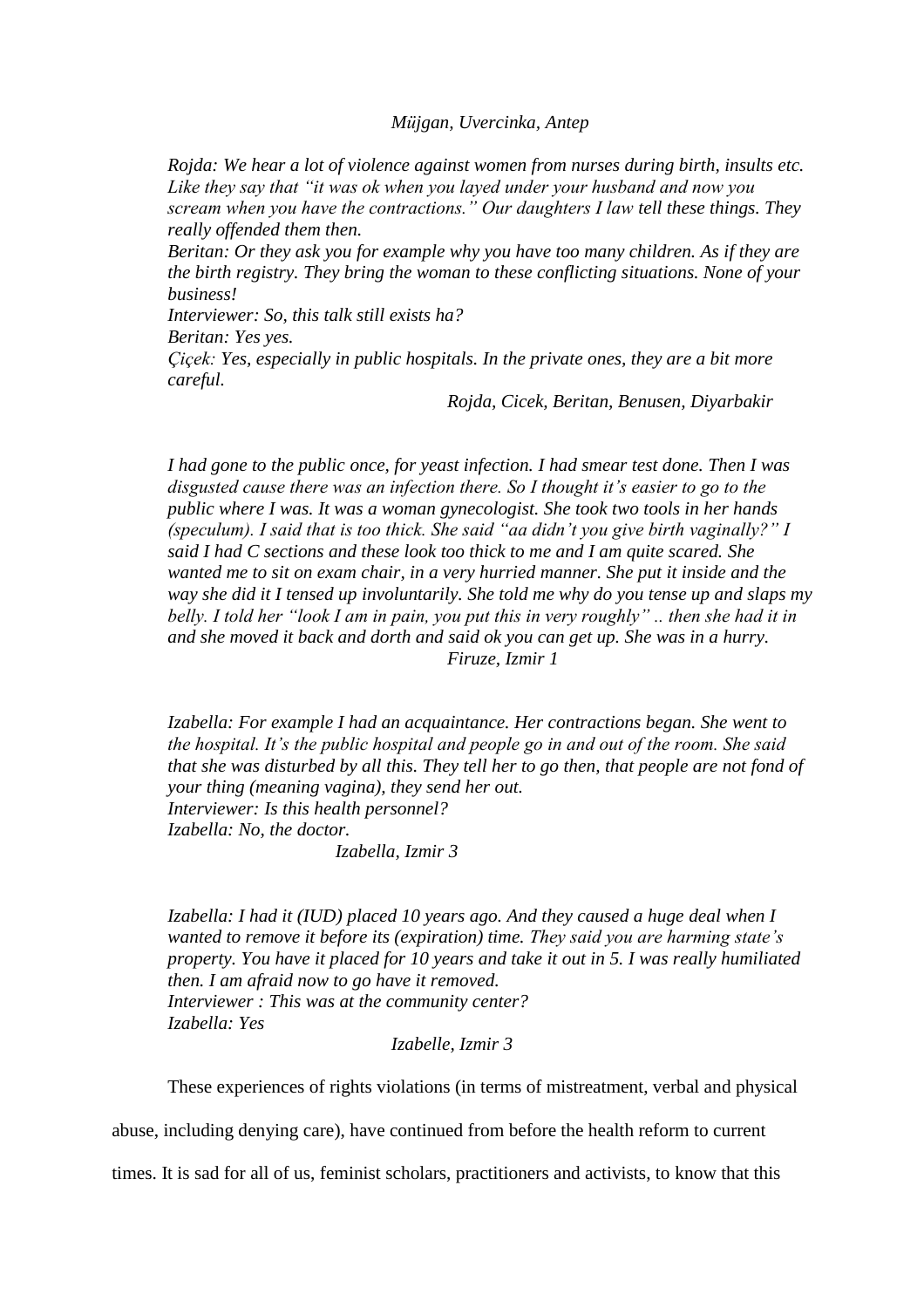*Müjgan, Uvercinka, Antep*

> *Rojda: We hear a lot of violence against women from nurses during birth, insults etc. Like they say that "it was ok when you layed under your husband and now you scream when you have the contractions." Our daughters I law tell these things. They really offended them then.*
> *Beritan: Or they ask you for example why you have too many children. As if they are the birth registry. They bring the woman to these conflicting situations. None of your business!*
> *Interviewer: So, this talk still exists ha?*
> *Beritan: Yes yes.*
> *Çiçek: Yes, especially in public hospitals. In the private ones, they are a bit more careful.*
>
> *Rojda, Cicek, Beritan, Benusen, Diyarbakir*

> *I had gone to the public once, for yeast infection. I had smear test done. Then I was disgusted cause there was an infection there. So I thought it's easier to go to the public where I was. It was a woman gynecologist. She took two tools in her hands (speculum). I said that is too thick. She said "aa didn't you give birth vaginally?" I said I had C sections and these look too thick to me and I am quite scared. She wanted me to sit on exam chair, in a very hurried manner. She put it inside and the way she did it I tensed up involuntarily. She told me why do you tense up and slaps my belly. I told her "look I am in pain, you put this in very roughly" .. then she had it in and she moved it back and dorth and said ok you can get up. She was in a hurry.*
>
> *Firuze, Izmir 1*

> *Izabella: For example I had an acquaintance. Her contractions began. She went to the hospital. It's the public hospital and people go in and out of the room. She said that she was disturbed by all this. They tell her to go then, that people are not fond of your thing (meaning vagina), they send her out.*
> *Interviewer: Is this health personnel?*
> *Izabella: No, the doctor.*
>
> *Izabella, Izmir 3*

> *Izabella: I had it (IUD) placed 10 years ago. And they caused a huge deal when I wanted to remove it before its (expiration) time. They said you are harming state's property. You have it placed for 10 years and take it out in 5. I was really humiliated then. I am afraid now to go have it removed.*
> *Interviewer : This was at the community center?*
> *Izabella: Yes*
>
> *Izabelle, Izmir 3*

These experiences of rights violations (in terms of mistreatment, verbal and physical abuse, including denying care), have continued from before the health reform to current times. It is sad for all of us, feminist scholars, practitioners and activists, to know that this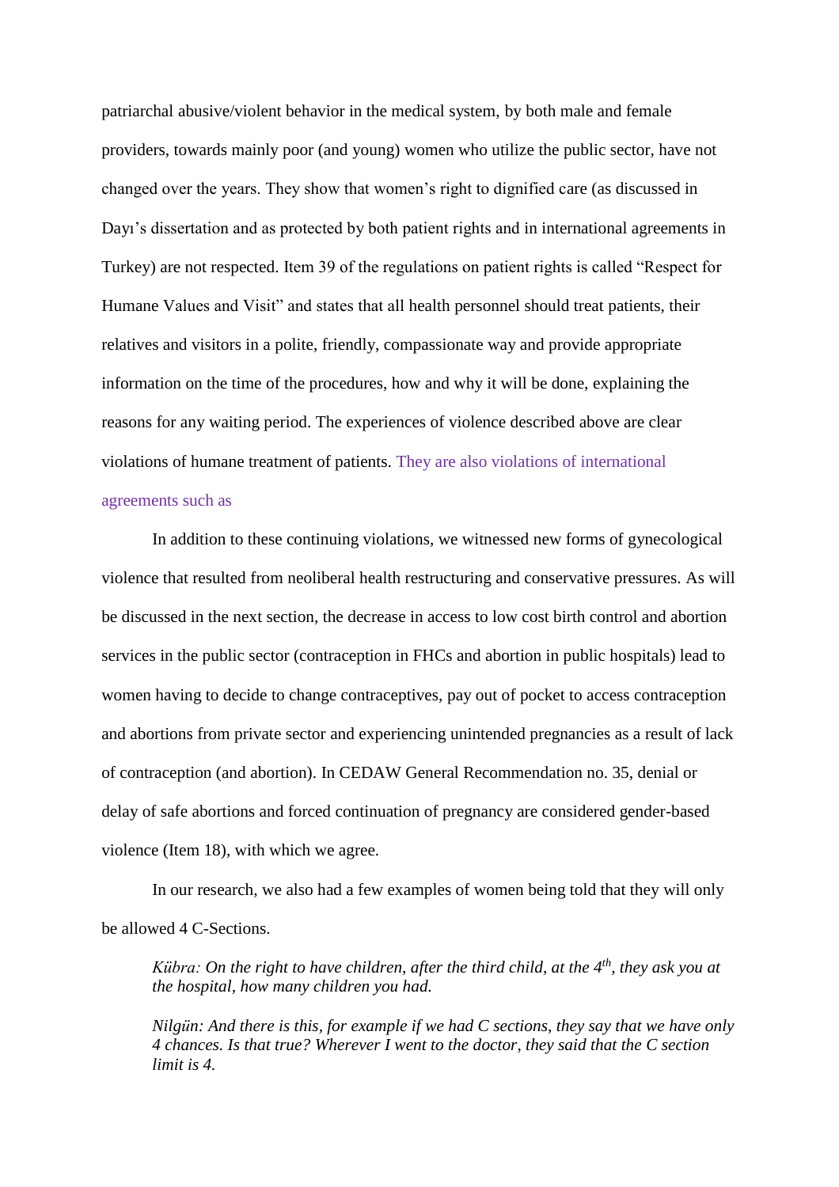patriarchal abusive/violent behavior in the medical system, by both male and female providers, towards mainly poor (and young) women who utilize the public sector, have not changed over the years. They show that women's right to dignified care (as discussed in Dayı's dissertation and as protected by both patient rights and in international agreements in Turkey) are not respected. Item 39 of the regulations on patient rights is called "Respect for Humane Values and Visit" and states that all health personnel should treat patients, their relatives and visitors in a polite, friendly, compassionate way and provide appropriate information on the time of the procedures, how and why it will be done, explaining the reasons for any waiting period. The experiences of violence described above are clear violations of humane treatment of patients. They are also violations of international agreements such as

In addition to these continuing violations, we witnessed new forms of gynecological violence that resulted from neoliberal health restructuring and conservative pressures. As will be discussed in the next section, the decrease in access to low cost birth control and abortion services in the public sector (contraception in FHCs and abortion in public hospitals) lead to women having to decide to change contraceptives, pay out of pocket to access contraception and abortions from private sector and experiencing unintended pregnancies as a result of lack of contraception (and abortion). In CEDAW General Recommendation no. 35, denial or delay of safe abortions and forced continuation of pregnancy are considered gender-based violence (Item 18), with which we agree.

In our research, we also had a few examples of women being told that they will only be allowed 4 C-Sections.

> *Kübra: On the right to have children, after the third child, at the 4th, they ask you at the hospital, how many children you had.*
>
> *Nilgün: And there is this, for example if we had C sections, they say that we have only 4 chances. Is that true? Wherever I went to the doctor, they said that the C section limit is 4.*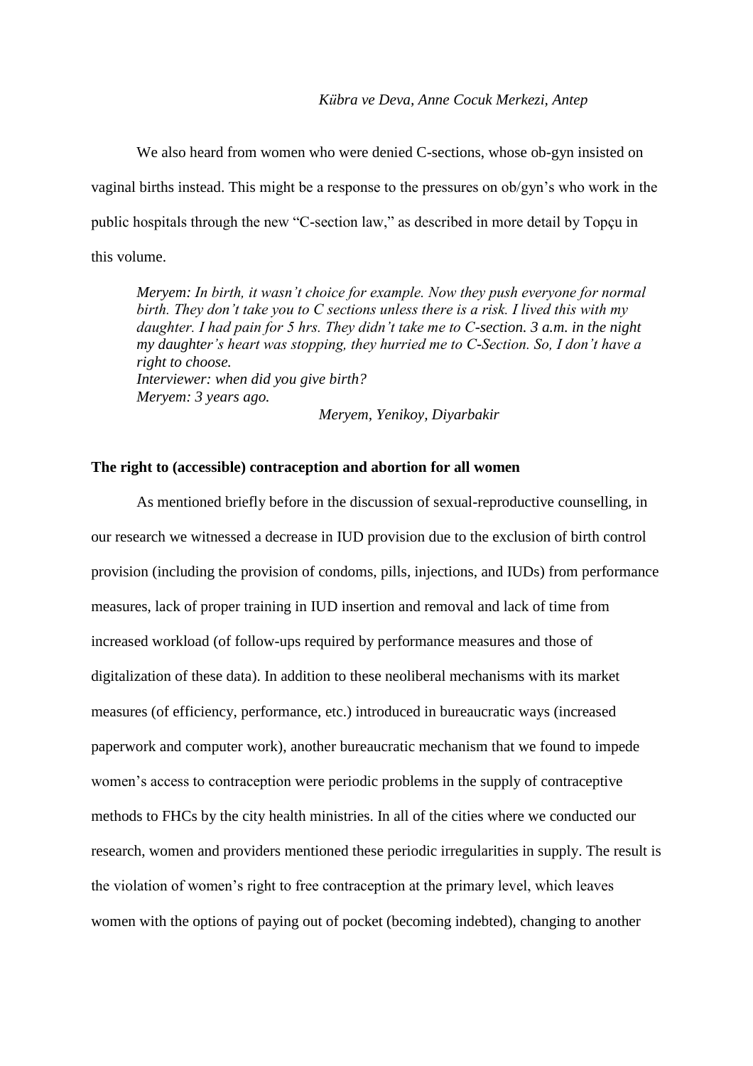*Kübra ve Deva, Anne Cocuk Merkezi, Antep*

We also heard from women who were denied C-sections, whose ob-gyn insisted on vaginal births instead. This might be a response to the pressures on ob/gyn's who work in the public hospitals through the new "C-section law," as described in more detail by Topçu in this volume.

> *Meryem: In birth, it wasn't choice for example. Now they push everyone for normal birth. They don't take you to C sections unless there is a risk. I lived this with my daughter. I had pain for 5 hrs. They didn't take me to C-section. 3 a.m. in the night my daughter's heart was stopping, they hurried me to C-Section. So, I don't have a right to choose.*
> *Interviewer: when did you give birth?*
> *Meryem: 3 years ago.*
>
> *Meryem, Yenikoy, Diyarbakir*

**The right to (accessible) contraception and abortion for all women**

As mentioned briefly before in the discussion of sexual-reproductive counselling, in our research we witnessed a decrease in IUD provision due to the exclusion of birth control provision (including the provision of condoms, pills, injections, and IUDs) from performance measures, lack of proper training in IUD insertion and removal and lack of time from increased workload (of follow-ups required by performance measures and those of digitalization of these data). In addition to these neoliberal mechanisms with its market measures (of efficiency, performance, etc.) introduced in bureaucratic ways (increased paperwork and computer work), another bureaucratic mechanism that we found to impede women's access to contraception were periodic problems in the supply of contraceptive methods to FHCs by the city health ministries. In all of the cities where we conducted our research, women and providers mentioned these periodic irregularities in supply. The result is the violation of women's right to free contraception at the primary level, which leaves women with the options of paying out of pocket (becoming indebted), changing to another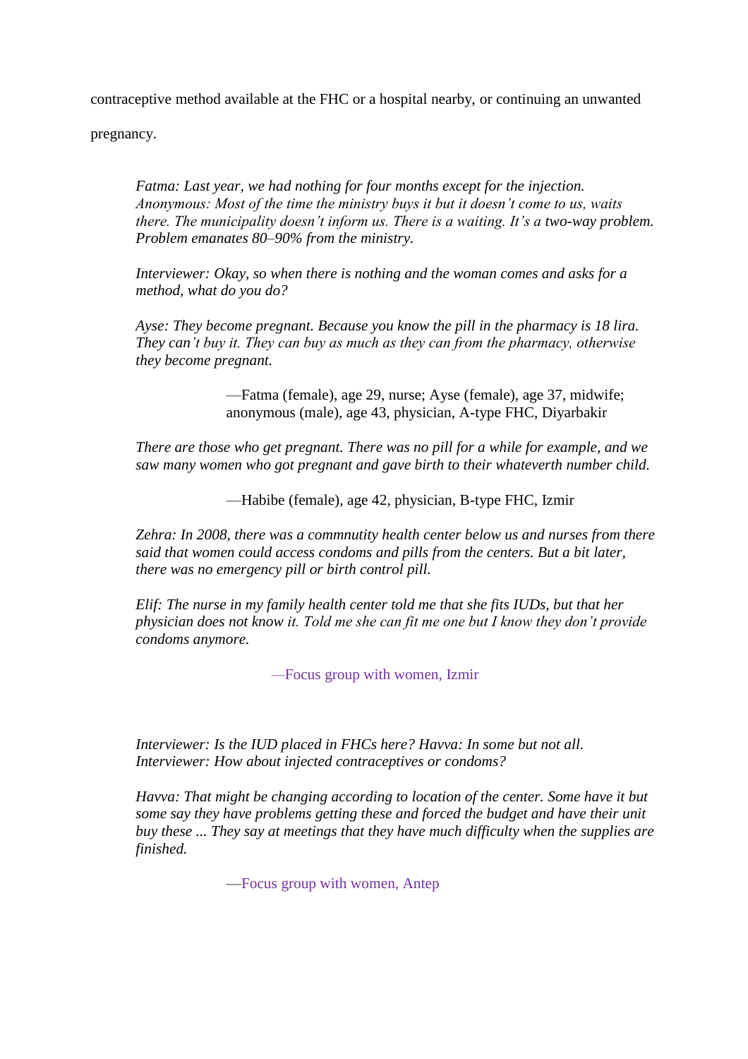contraceptive method available at the FHC or a hospital nearby, or continuing an unwanted pregnancy.

> *Fatma: Last year, we had nothing for four months except for the injection.*
> *Anonymous: Most of the time the ministry buys it but it doesn't come to us, waits there. The municipality doesn't inform us. There is a waiting. It's a two-way problem. Problem emanates 80–90% from the ministry.*
>
> *Interviewer: Okay, so when there is nothing and the woman comes and asks for a method, what do you do?*
>
> *Ayse: They become pregnant. Because you know the pill in the pharmacy is 18 lira. They can't buy it. They can buy as much as they can from the pharmacy, otherwise they become pregnant.*
>
> —Fatma (female), age 29, nurse; Ayse (female), age 37, midwife; anonymous (male), age 43, physician, A-type FHC, Diyarbakir

> *There are those who get pregnant. There was no pill for a while for example, and we saw many women who got pregnant and gave birth to their whateverth number child.*
>
> —Habibe (female), age 42, physician, B-type FHC, Izmir

> *Zehra: In 2008, there was a commnutity health center below us and nurses from there said that women could access condoms and pills from the centers. But a bit later, there was no emergency pill or birth control pill.*
>
> *Elif: The nurse in my family health center told me that she fits IUDs, but that her physician does not know it. Told me she can fit me one but I know they don't provide condoms anymore.*
>
> —Focus group with women, Izmir

> *Interviewer: Is the IUD placed in FHCs here? Havva: In some but not all.*
> *Interviewer: How about injected contraceptives or condoms?*
>
> *Havva: That might be changing according to location of the center. Some have it but some say they have problems getting these and forced the budget and have their unit buy these ... They say at meetings that they have much difficulty when the supplies are finished.*
>
> —Focus group with women, Antep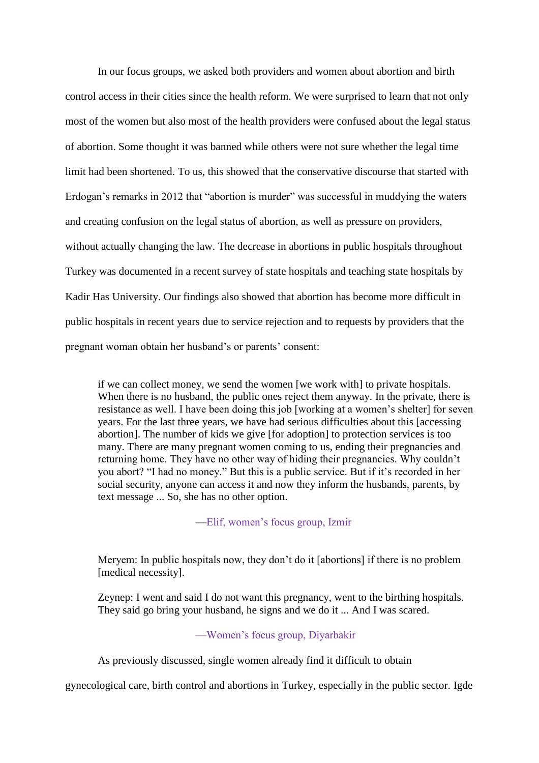In our focus groups, we asked both providers and women about abortion and birth control access in their cities since the health reform. We were surprised to learn that not only most of the women but also most of the health providers were confused about the legal status of abortion. Some thought it was banned while others were not sure whether the legal time limit had been shortened. To us, this showed that the conservative discourse that started with Erdogan's remarks in 2012 that "abortion is murder" was successful in muddying the waters and creating confusion on the legal status of abortion, as well as pressure on providers, without actually changing the law. The decrease in abortions in public hospitals throughout Turkey was documented in a recent survey of state hospitals and teaching state hospitals by Kadir Has University. Our findings also showed that abortion has become more difficult in public hospitals in recent years due to service rejection and to requests by providers that the pregnant woman obtain her husband's or parents' consent:

> if we can collect money, we send the women [we work with] to private hospitals. When there is no husband, the public ones reject them anyway. In the private, there is resistance as well. I have been doing this job [working at a women's shelter] for seven years. For the last three years, we have had serious difficulties about this [accessing abortion]. The number of kids we give [for adoption] to protection services is too many. There are many pregnant women coming to us, ending their pregnancies and returning home. They have no other way of hiding their pregnancies. Why couldn't you abort? "I had no money." But this is a public service. But if it's recorded in her social security, anyone can access it and now they inform the husbands, parents, by text message ... So, she has no other option.
>
> —Elif, women's focus group, Izmir

> Meryem: In public hospitals now, they don't do it [abortions] if there is no problem [medical necessity].
>
> Zeynep: I went and said I do not want this pregnancy, went to the birthing hospitals. They said go bring your husband, he signs and we do it ... And I was scared.
>
> —Women's focus group, Diyarbakir

As previously discussed, single women already find it difficult to obtain gynecological care, birth control and abortions in Turkey, especially in the public sector. Igde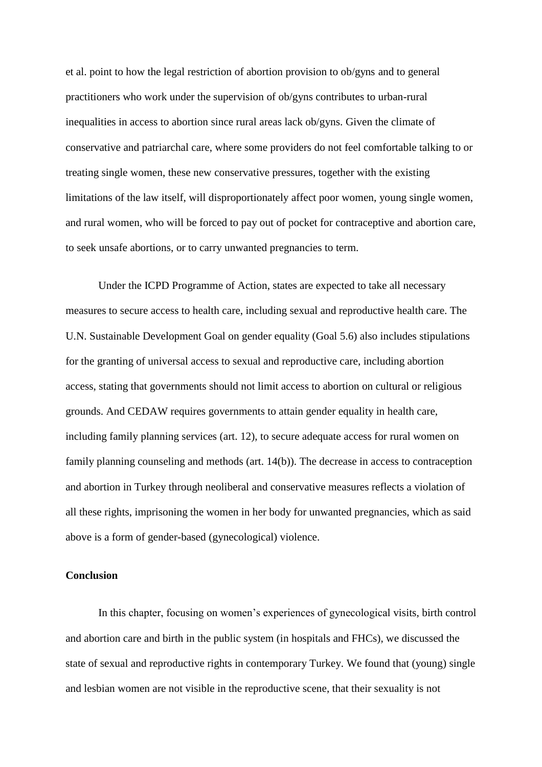et al. point to how the legal restriction of abortion provision to ob/gyns and to general practitioners who work under the supervision of ob/gyns contributes to urban-rural inequalities in access to abortion since rural areas lack ob/gyns. Given the climate of conservative and patriarchal care, where some providers do not feel comfortable talking to or treating single women, these new conservative pressures, together with the existing limitations of the law itself, will disproportionately affect poor women, young single women, and rural women, who will be forced to pay out of pocket for contraceptive and abortion care, to seek unsafe abortions, or to carry unwanted pregnancies to term.

Under the ICPD Programme of Action, states are expected to take all necessary measures to secure access to health care, including sexual and reproductive health care. The U.N. Sustainable Development Goal on gender equality (Goal 5.6) also includes stipulations for the granting of universal access to sexual and reproductive care, including abortion access, stating that governments should not limit access to abortion on cultural or religious grounds. And CEDAW requires governments to attain gender equality in health care, including family planning services (art. 12), to secure adequate access for rural women on family planning counseling and methods (art. 14(b)). The decrease in access to contraception and abortion in Turkey through neoliberal and conservative measures reflects a violation of all these rights, imprisoning the women in her body for unwanted pregnancies, which as said above is a form of gender-based (gynecological) violence.

## Conclusion

In this chapter, focusing on women's experiences of gynecological visits, birth control and abortion care and birth in the public system (in hospitals and FHCs), we discussed the state of sexual and reproductive rights in contemporary Turkey. We found that (young) single and lesbian women are not visible in the reproductive scene, that their sexuality is not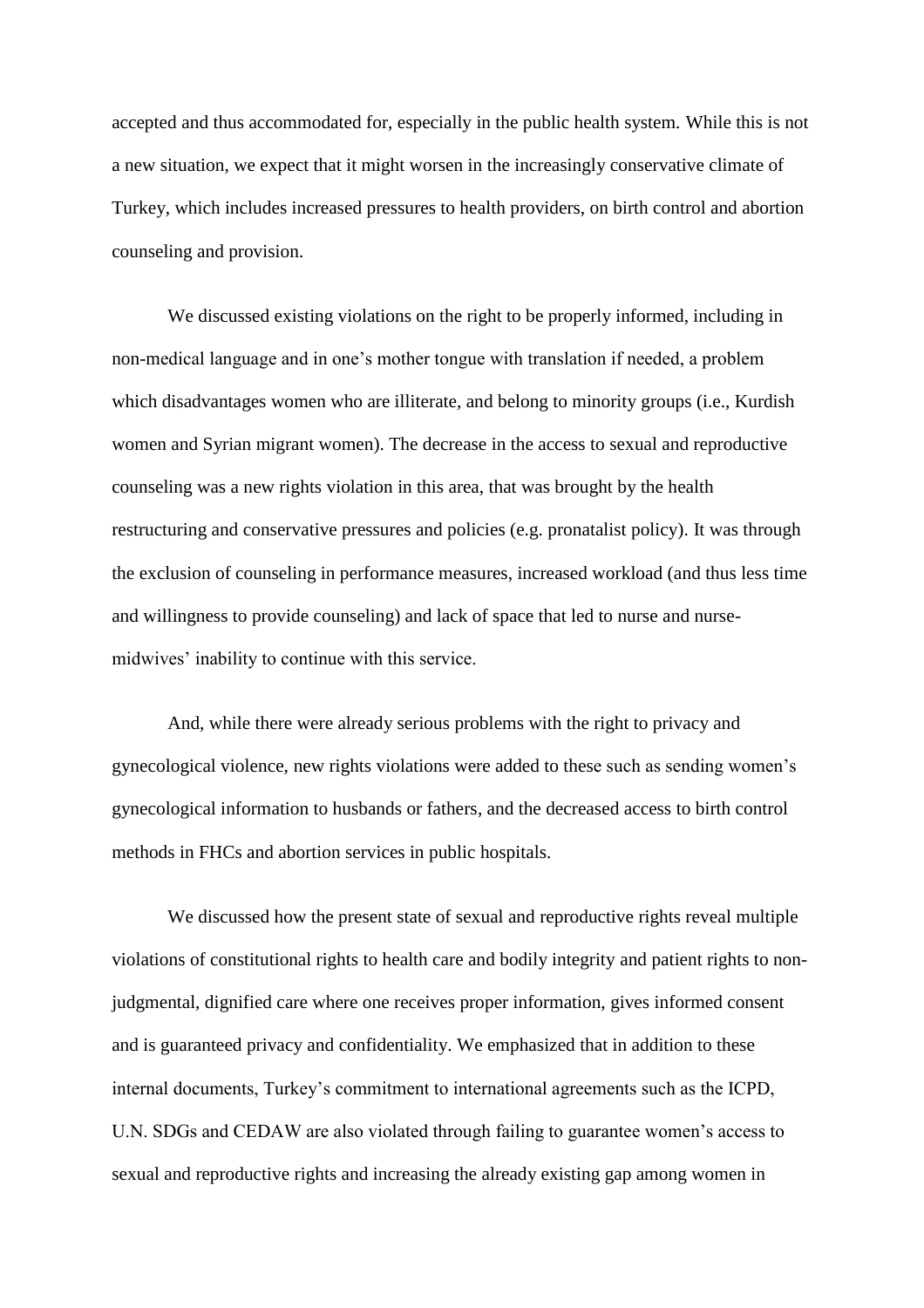accepted and thus accommodated for, especially in the public health system. While this is not a new situation, we expect that it might worsen in the increasingly conservative climate of Turkey, which includes increased pressures to health providers, on birth control and abortion counseling and provision.

We discussed existing violations on the right to be properly informed, including in non-medical language and in one's mother tongue with translation if needed, a problem which disadvantages women who are illiterate, and belong to minority groups (i.e., Kurdish women and Syrian migrant women). The decrease in the access to sexual and reproductive counseling was a new rights violation in this area, that was brought by the health restructuring and conservative pressures and policies (e.g. pronatalist policy). It was through the exclusion of counseling in performance measures, increased workload (and thus less time and willingness to provide counseling) and lack of space that led to nurse and nurse-midwives' inability to continue with this service.

And, while there were already serious problems with the right to privacy and gynecological violence, new rights violations were added to these such as sending women's gynecological information to husbands or fathers, and the decreased access to birth control methods in FHCs and abortion services in public hospitals.

We discussed how the present state of sexual and reproductive rights reveal multiple violations of constitutional rights to health care and bodily integrity and patient rights to non-judgmental, dignified care where one receives proper information, gives informed consent and is guaranteed privacy and confidentiality. We emphasized that in addition to these internal documents, Turkey's commitment to international agreements such as the ICPD, U.N. SDGs and CEDAW are also violated through failing to guarantee women's access to sexual and reproductive rights and increasing the already existing gap among women in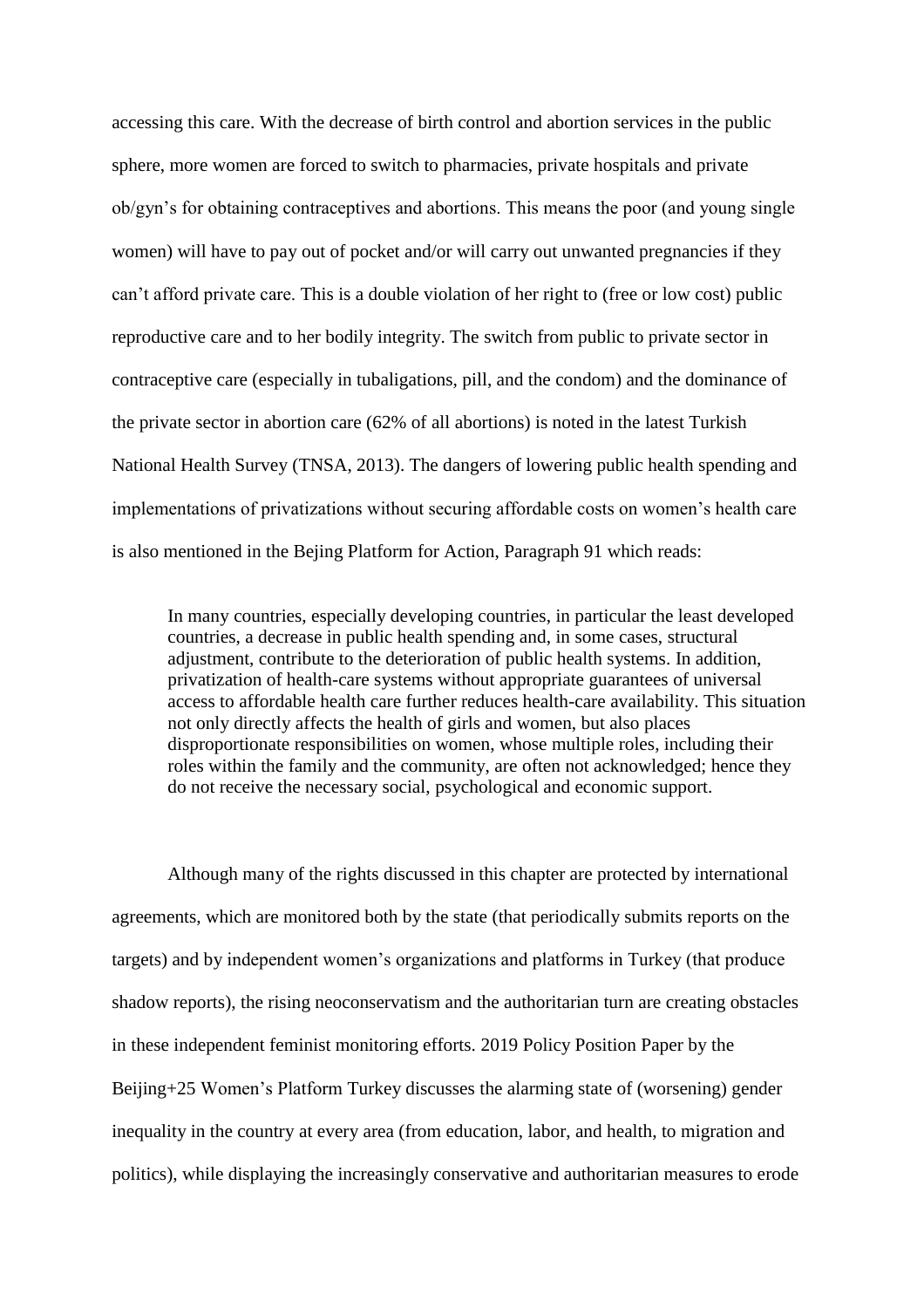accessing this care. With the decrease of birth control and abortion services in the public sphere, more women are forced to switch to pharmacies, private hospitals and private ob/gyn's for obtaining contraceptives and abortions. This means the poor (and young single women) will have to pay out of pocket and/or will carry out unwanted pregnancies if they can't afford private care. This is a double violation of her right to (free or low cost) public reproductive care and to her bodily integrity. The switch from public to private sector in contraceptive care (especially in tubaligations, pill, and the condom) and the dominance of the private sector in abortion care (62% of all abortions) is noted in the latest Turkish National Health Survey (TNSA, 2013). The dangers of lowering public health spending and implementations of privatizations without securing affordable costs on women's health care is also mentioned in the Bejing Platform for Action, Paragraph 91 which reads:

> In many countries, especially developing countries, in particular the least developed countries, a decrease in public health spending and, in some cases, structural adjustment, contribute to the deterioration of public health systems. In addition, privatization of health-care systems without appropriate guarantees of universal access to affordable health care further reduces health-care availability. This situation not only directly affects the health of girls and women, but also places disproportionate responsibilities on women, whose multiple roles, including their roles within the family and the community, are often not acknowledged; hence they do not receive the necessary social, psychological and economic support.

Although many of the rights discussed in this chapter are protected by international agreements, which are monitored both by the state (that periodically submits reports on the targets) and by independent women's organizations and platforms in Turkey (that produce shadow reports), the rising neoconservatism and the authoritarian turn are creating obstacles in these independent feminist monitoring efforts. 2019 Policy Position Paper by the Beijing+25 Women's Platform Turkey discusses the alarming state of (worsening) gender inequality in the country at every area (from education, labor, and health, to migration and politics), while displaying the increasingly conservative and authoritarian measures to erode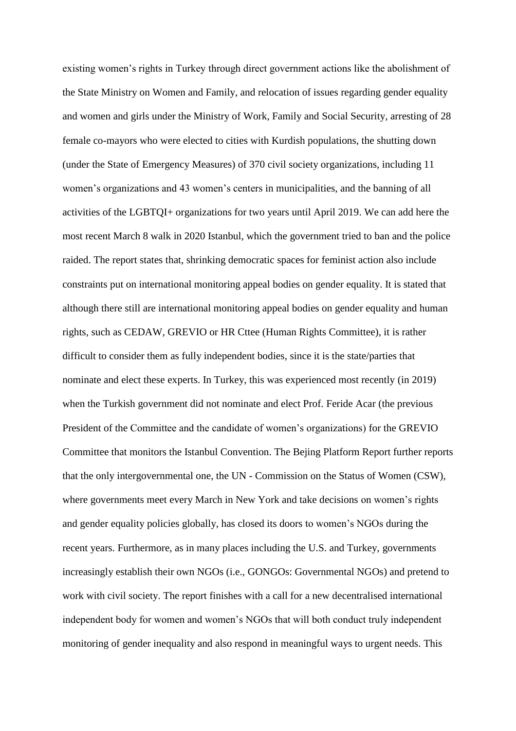existing women's rights in Turkey through direct government actions like the abolishment of the State Ministry on Women and Family, and relocation of issues regarding gender equality and women and girls under the Ministry of Work, Family and Social Security, arresting of 28 female co-mayors who were elected to cities with Kurdish populations, the shutting down (under the State of Emergency Measures) of 370 civil society organizations, including 11 women's organizations and 43 women's centers in municipalities, and the banning of all activities of the LGBTQI+ organizations for two years until April 2019. We can add here the most recent March 8 walk in 2020 Istanbul, which the government tried to ban and the police raided. The report states that, shrinking democratic spaces for feminist action also include constraints put on international monitoring appeal bodies on gender equality. It is stated that although there still are international monitoring appeal bodies on gender equality and human rights, such as CEDAW, GREVIO or HR Cttee (Human Rights Committee), it is rather difficult to consider them as fully independent bodies, since it is the state/parties that nominate and elect these experts. In Turkey, this was experienced most recently (in 2019) when the Turkish government did not nominate and elect Prof. Feride Acar (the previous President of the Committee and the candidate of women's organizations) for the GREVIO Committee that monitors the Istanbul Convention. The Bejing Platform Report further reports that the only intergovernmental one, the UN - Commission on the Status of Women (CSW), where governments meet every March in New York and take decisions on women's rights and gender equality policies globally, has closed its doors to women's NGOs during the recent years. Furthermore, as in many places including the U.S. and Turkey, governments increasingly establish their own NGOs (i.e., GONGOs: Governmental NGOs) and pretend to work with civil society. The report finishes with a call for a new decentralised international independent body for women and women's NGOs that will both conduct truly independent monitoring of gender inequality and also respond in meaningful ways to urgent needs. This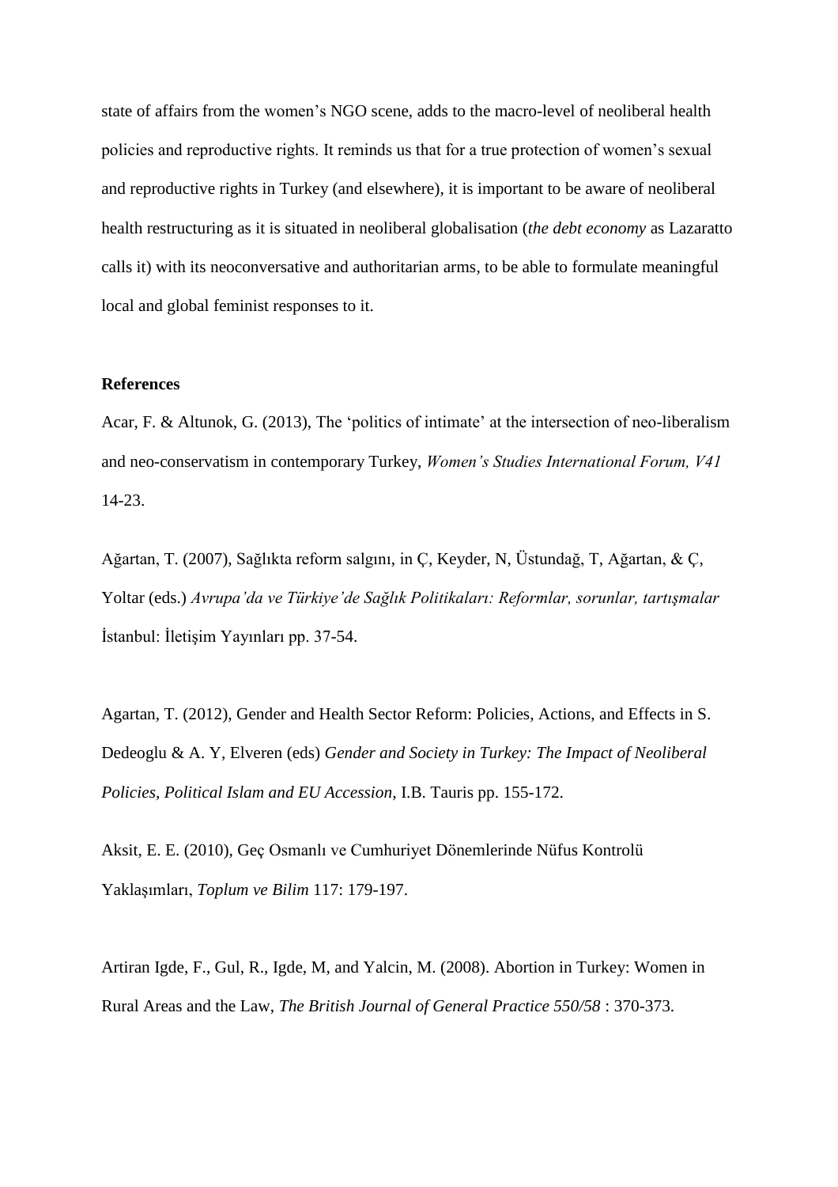state of affairs from the women's NGO scene, adds to the macro-level of neoliberal health policies and reproductive rights. It reminds us that for a true protection of women's sexual and reproductive rights in Turkey (and elsewhere), it is important to be aware of neoliberal health restructuring as it is situated in neoliberal globalisation (*the debt economy* as Lazaratto calls it) with its neoconversative and authoritarian arms, to be able to formulate meaningful local and global feminist responses to it.

**References**

Acar, F. & Altunok, G. (2013), The 'politics of intimate' at the intersection of neo-liberalism and neo-conservatism in contemporary Turkey, *Women's Studies International Forum, V41* 14-23.

Ağartan, T. (2007), Sağlıkta reform salgını, in Ç, Keyder, N, Üstundağ, T, Ağartan, & Ç, Yoltar (eds.) *Avrupa'da ve Türkiye'de Sağlık Politikaları: Reformlar, sorunlar, tartışmalar* İstanbul: İletişim Yayınları pp. 37-54.

Agartan, T. (2012), Gender and Health Sector Reform: Policies, Actions, and Effects in S. Dedeoglu & A. Y, Elveren (eds) *Gender and Society in Turkey: The Impact of Neoliberal Policies, Political Islam and EU Accession,* I.B. Tauris pp. 155-172.

Aksit, E. E. (2010), Geç Osmanlı ve Cumhuriyet Dönemlerinde Nüfus Kontrolü Yaklaşımları, *Toplum ve Bilim* 117: 179-197.

Artiran Igde, F., Gul, R., Igde, M, and Yalcin, M. (2008). Abortion in Turkey: Women in Rural Areas and the Law, *The British Journal of General Practice 550/58* : 370-373.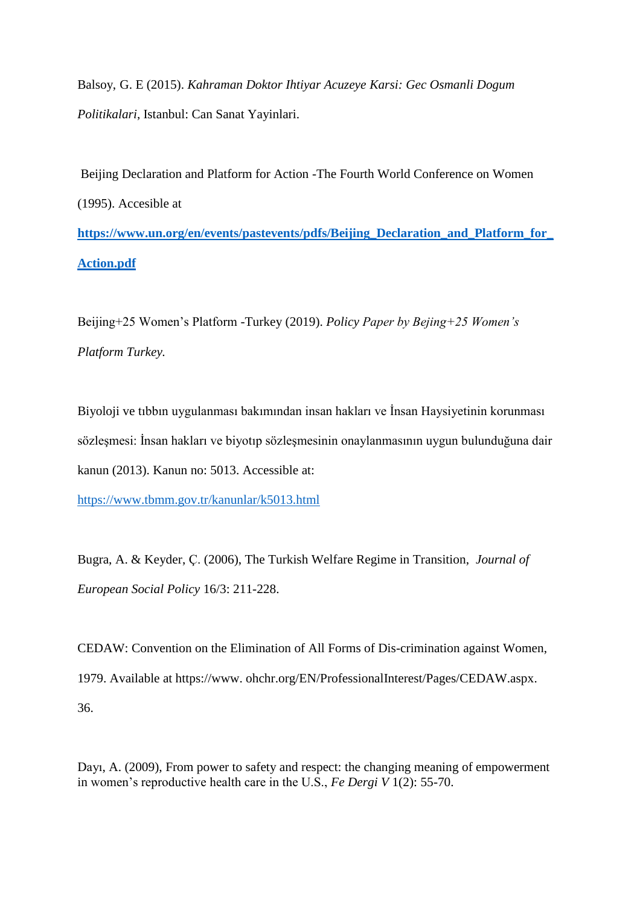Balsoy, G. E (2015). *Kahraman Doktor Ihtiyar Acuzeye Karsi: Gec Osmanli Dogum Politikalari*, Istanbul: Can Sanat Yayinlari.

Beijing Declaration and Platform for Action -The Fourth World Conference on Women (1995). Accesible at **https://www.un.org/en/events/pastevents/pdfs/Beijing_Declaration_and_Platform_for_Action.pdf**

Beijing+25 Women's Platform -Turkey (2019). *Policy Paper by Bejing+25 Women's Platform Turkey.*

Biyoloji ve tıbbın uygulanması bakımından insan hakları ve İnsan Haysiyetinin korunması sözleşmesi: İnsan hakları ve biyotıp sözleşmesinin onaylanmasının uygun bulunduğuna dair kanun (2013). Kanun no: 5013. Accessible at: https://www.tbmm.gov.tr/kanunlar/k5013.html

Bugra, A. & Keyder, Ç. (2006), The Turkish Welfare Regime in Transition, *Journal of European Social Policy* 16/3: 211-228.

CEDAW: Convention on the Elimination of All Forms of Dis-crimination against Women, 1979. Available at https://www. ohchr.org/EN/ProfessionalInterest/Pages/CEDAW.aspx. 36.

Dayı, A. (2009), From power to safety and respect: the changing meaning of empowerment in women's reproductive health care in the U.S., *Fe Dergi V* 1(2): 55-70.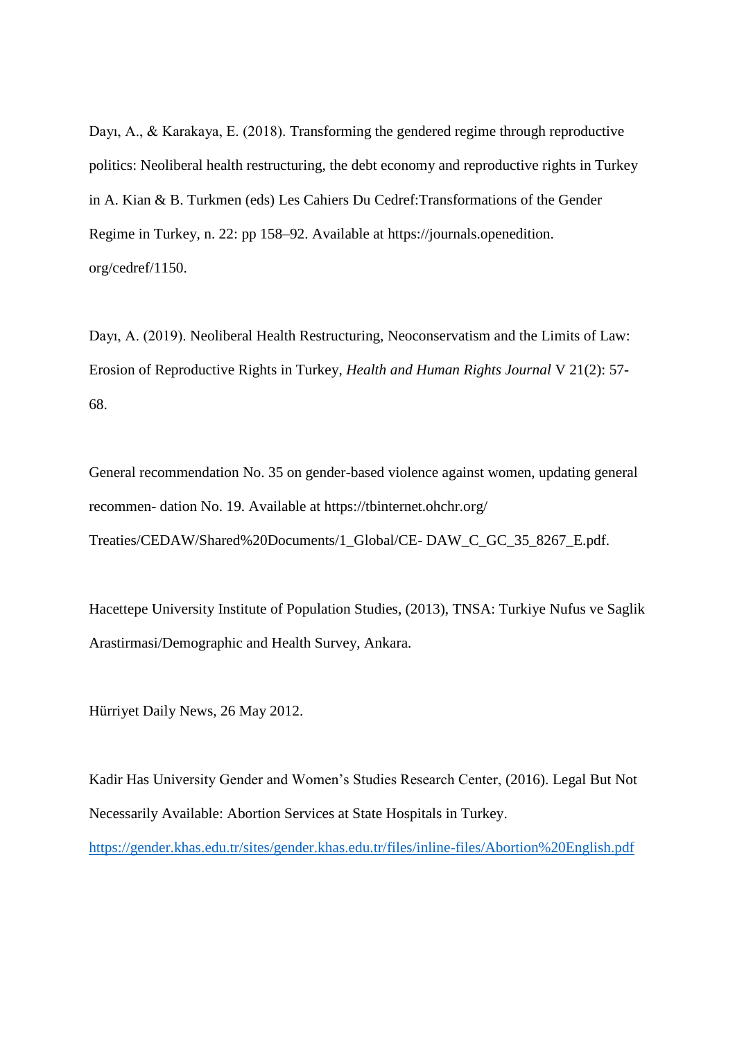Dayı, A., & Karakaya, E. (2018). Transforming the gendered regime through reproductive politics: Neoliberal health restructuring, the debt economy and reproductive rights in Turkey in A. Kian & B. Turkmen (eds) Les Cahiers Du Cedref:Transformations of the Gender Regime in Turkey, n. 22: pp 158–92. Available at https://journals.openedition. org/cedref/1150.

Dayı, A. (2019). Neoliberal Health Restructuring, Neoconservatism and the Limits of Law: Erosion of Reproductive Rights in Turkey, *Health and Human Rights Journal* V 21(2): 57-68.

General recommendation No. 35 on gender-based violence against women, updating general recommen- dation No. 19. Available at https://tbinternet.ohchr.org/ Treaties/CEDAW/Shared%20Documents/1_Global/CE- DAW_C_GC_35_8267_E.pdf.

Hacettepe University Institute of Population Studies, (2013), TNSA: Turkiye Nufus ve Saglik Arastirmasi/Demographic and Health Survey, Ankara.

Hürriyet Daily News, 26 May 2012.

Kadir Has University Gender and Women's Studies Research Center, (2016). Legal But Not Necessarily Available: Abortion Services at State Hospitals in Turkey. https://gender.khas.edu.tr/sites/gender.khas.edu.tr/files/inline-files/Abortion%20English.pdf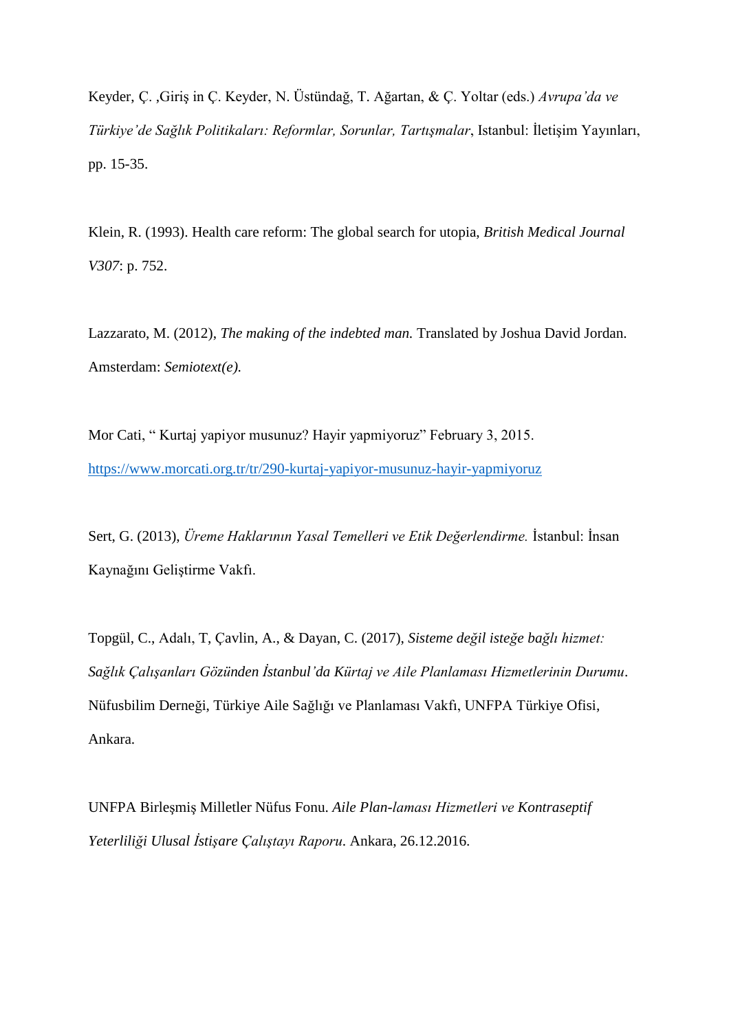Keyder, Ç. ,Giriş in Ç. Keyder, N. Üstündağ, T. Ağartan, & Ç. Yoltar (eds.) *Avrupa'da ve Türkiye'de Sağlık Politikaları: Reformlar, Sorunlar, Tartışmalar*, Istanbul: İletişim Yayınları, pp. 15-35.

Klein, R. (1993). Health care reform: The global search for utopia, *British Medical Journal V307*: p. 752.

Lazzarato, M. (2012), *The making of the indebted man.* Translated by Joshua David Jordan. Amsterdam: *Semiotext(e).*

Mor Cati, " Kurtaj yapiyor musunuz? Hayir yapmiyoruz" February 3, 2015. https://www.morcati.org.tr/tr/290-kurtaj-yapiyor-musunuz-hayir-yapmiyoruz

Sert, G. (2013), *Üreme Haklarının Yasal Temelleri ve Etik Değerlendirme.* İstanbul: İnsan Kaynağını Geliştirme Vakfı.

Topgül, C., Adalı, T, Çavlin, A., & Dayan, C. (2017), *Sisteme değil isteğe bağlı hizmet: Sağlık Çalışanları Gözünden İstanbul'da Kürtaj ve Aile Planlaması Hizmetlerinin Durumu*. Nüfusbilim Derneği, Türkiye Aile Sağlığı ve Planlaması Vakfı, UNFPA Türkiye Ofisi, Ankara.

UNFPA Birleşmiş Milletler Nüfus Fonu. *Aile Plan-laması Hizmetleri ve Kontraseptif Yeterliliği Ulusal İstişare Çalıştayı Raporu*. Ankara, 26.12.2016.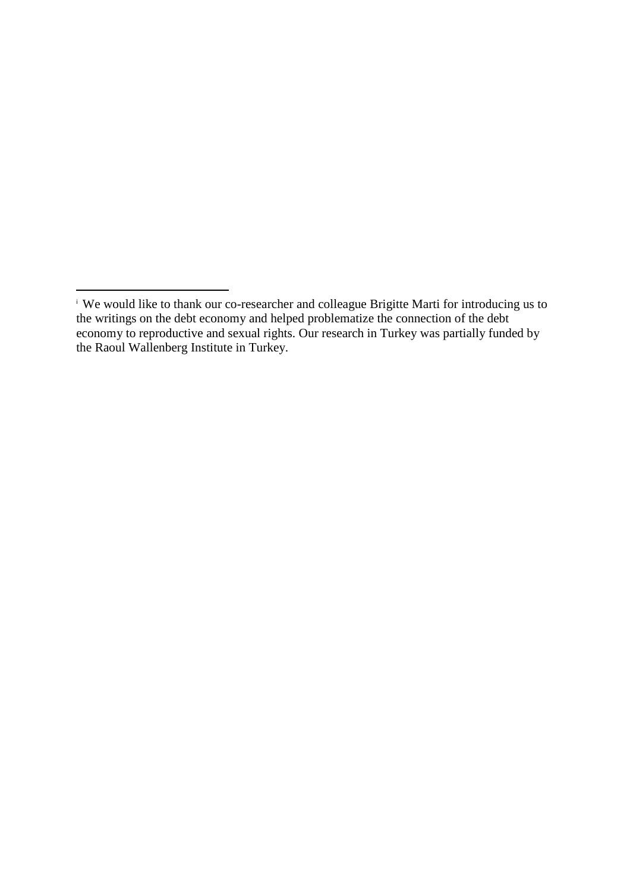[i] We would like to thank our co-researcher and colleague Brigitte Marti for introducing us to the writings on the debt economy and helped problematize the connection of the debt economy to reproductive and sexual rights. Our research in Turkey was partially funded by the Raoul Wallenberg Institute in Turkey.